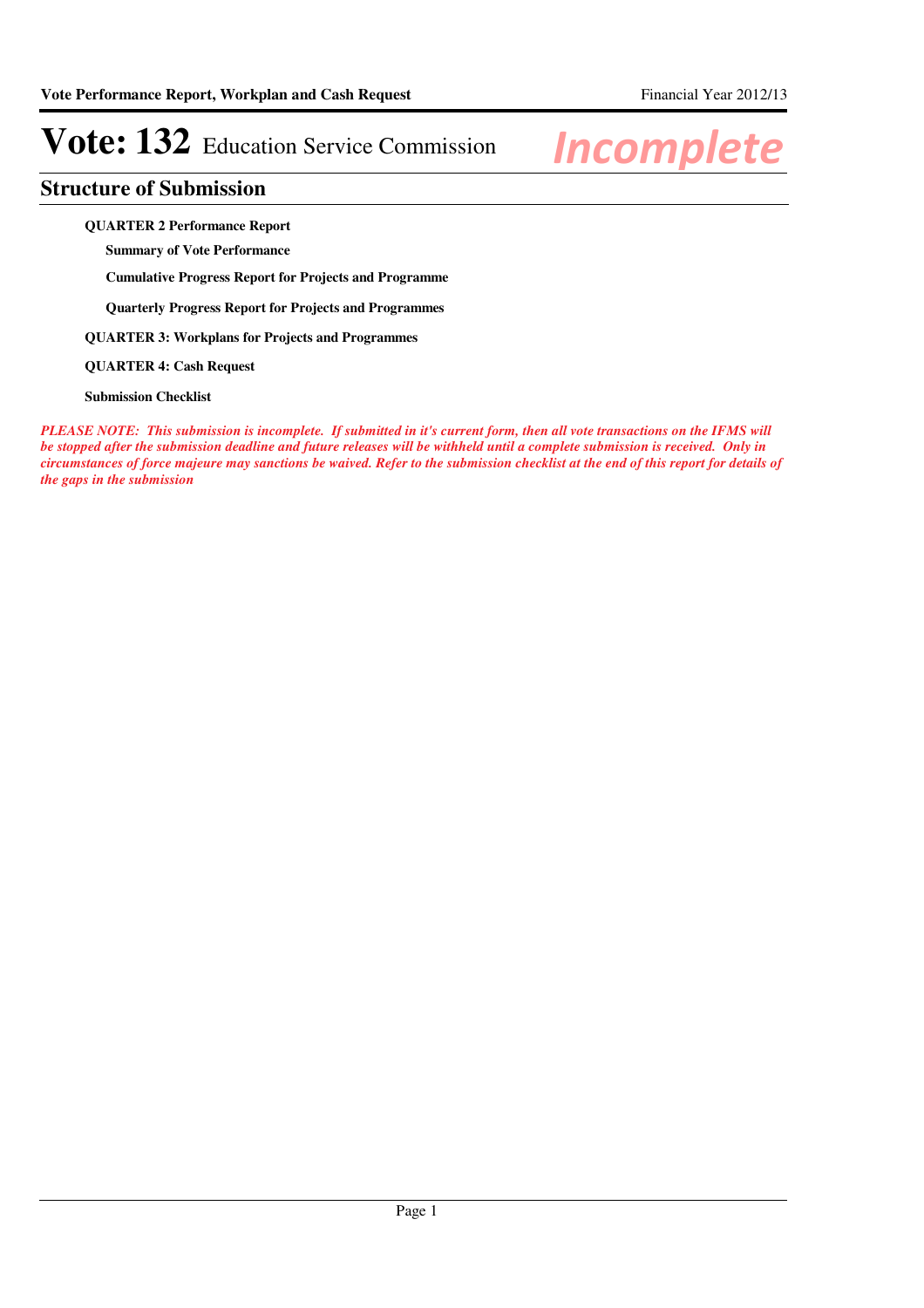# Vote: 132 Education Service Commission

*Incomplete*

## Structure of Submission

**QUARTER 2 Performance Report**

**Summary of Vote Performance**

**Cumulative Progress Report for Projects and Programme**

**Quarterly Progress Report for Projects and Programmes**

**QUARTER 3: Workplans for Projects and Programmes**

**QUARTER 4: Cash Request**

**Submission Checklist**

***PLEASE NOTE: This submission is incomplete. If submitted in it's current form, then all vote transactions on the IFMS will be stopped after the submission deadline and future releases will be withheld until a complete submission is received. Only in circumstances of force majeure may sanctions be waived. Refer to the submission checklist at the end of this report for details of the gaps in the submission***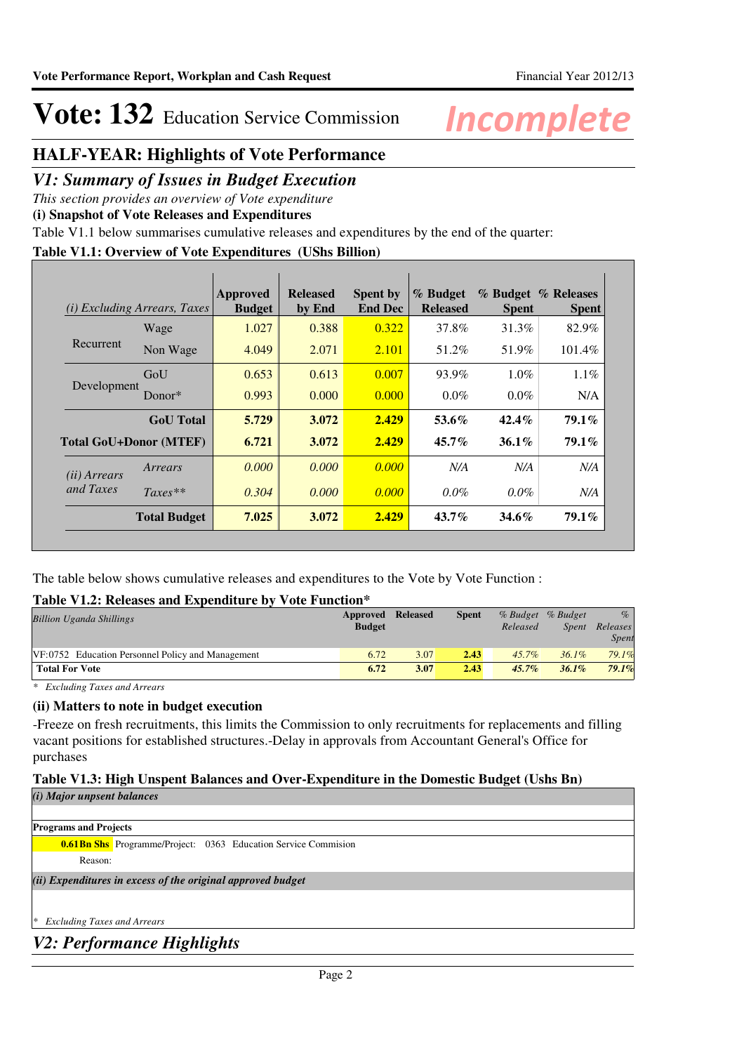# Vote: 132 Education Service Commission

*Incomplete*

## HALF-YEAR: Highlights of Vote Performance

## *V1: Summary of Issues in Budget Execution*

*This section provides an overview of Vote expenditure*

**(i) Snapshot of Vote Releases and Expenditures**

Table V1.1 below summarises cumulative releases and expenditures by the end of the quarter:

**Table V1.1: Overview of Vote Expenditures (UShs Billion)**

| *(i) Excluding Arrears, Taxes* | | Approved Budget | Released by End | Spent by End Dec | % Budget Released | % Budget Spent | % Releases Spent |
|---|---|---|---|---|---|---|---|
| Recurrent | Wage | 1.027 | 0.388 | 0.322 | 37.8% | 31.3% | 82.9% |
| | Non Wage | 4.049 | 2.071 | 2.101 | 51.2% | 51.9% | 101.4% |
| Development | GoU | 0.653 | 0.613 | 0.007 | 93.9% | 1.0% | 1.1% |
| | Donor* | 0.993 | 0.000 | 0.000 | 0.0% | 0.0% | N/A |
| | **GoU Total** | **5.729** | **3.072** | **2.429** | **53.6%** | **42.4%** | **79.1%** |
| **Total GoU+Donor (MTEF)** | | **6.721** | **3.072** | **2.429** | **45.7%** | **36.1%** | **79.1%** |
| *(ii) Arrears and Taxes* | *Arrears* | *0.000* | *0.000* | *0.000* | *N/A* | *N/A* | *N/A* |
| | *Taxes*** | *0.304* | *0.000* | *0.000* | *0.0%* | *0.0%* | *N/A* |
| | **Total Budget** | **7.025** | **3.072** | **2.429** | **43.7%** | **34.6%** | **79.1%** |

The table below shows cumulative releases and expenditures to the Vote by Vote Function :

**Table V1.2: Releases and Expenditure by Vote Function***

| *Billion Uganda Shillings* | Approved Budget | Released | Spent | *% Budget Released* | *% Budget Spent* | *% Releases Spent* |
|---|---|---|---|---|---|---|
| VF:0752 Education Personnel Policy and Management | 6.72 | 3.07 | 2.43 | *45.7%* | *36.1%* | *79.1%* |
| **Total For Vote** | **6.72** | **3.07** | **2.43** | ***45.7%*** | ***36.1%*** | ***79.1%*** |

\* *Excluding Taxes and Arrears*

**(ii) Matters to note in budget execution**

-Freeze on fresh recruitments, this limits the Commission to only recruitments for replacements and filling vacant positions for established structures.-Delay in approvals from Accountant General's Office for purchases

**Table V1.3: High Unspent Balances and Over-Expenditure in the Domestic Budget (Ushs Bn)**

***(i) Major unpsent balances***

**Programs and Projects**

**0.61Bn Shs** Programme/Project: 0363 Education Service Commision

Reason:

***(ii) Expenditures in excess of the original approved budget***

\* *Excluding Taxes and Arrears*

## *V2: Performance Highlights*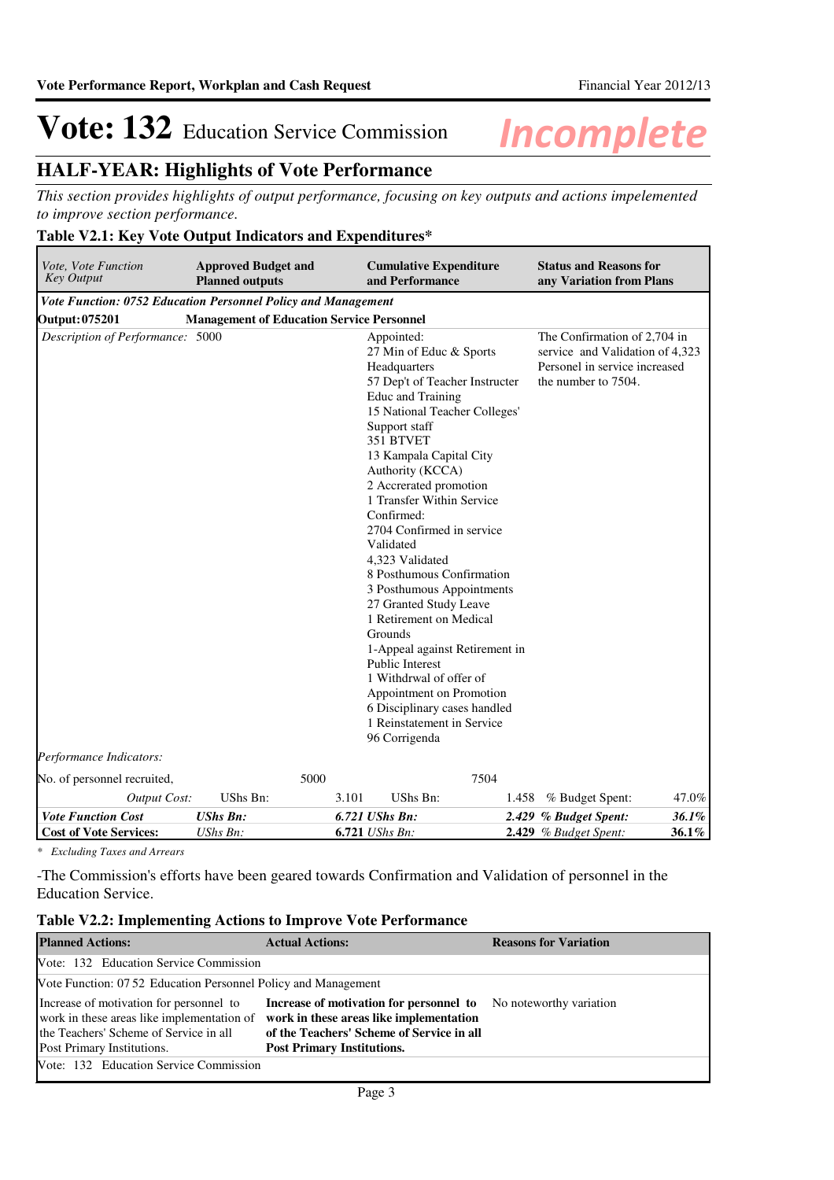# Vote: 132 Education Service Commission

*Incomplete*

## HALF-YEAR: Highlights of Vote Performance

*This section provides highlights of output performance, focusing on key outputs and actions impelemented to improve section performance.*

### Table V2.1: Key Vote Output Indicators and Expenditures*

| *Vote, Vote Function Key Output* | **Approved Budget and Planned outputs** | | **Cumulative Expenditure and Performance** | | **Status and Reasons for any Variation from Plans** | |
|---|---|---|---|---|---|---|
| ***Vote Function: 0752 Education Personnel Policy and Management*** | | | | | | |
| **Output: 075201** | **Management of Education Service Personnel** | | | | | |
| *Description of Performance:* | 5000 | | Appointed:<br>27 Min of Educ & Sports Headquarters<br>57 Dep't of Teacher Instructer Educ and Training<br>15 National Teacher Colleges' Support staff<br>351 BTVET<br>13 Kampala Capital City Authority (KCCA)<br>2 Accrerated promotion<br>1 Transfer Within Service<br>Confirmed:<br>2704 Confirmed in service<br>Validated<br>4,323 Validated<br>8 Posthumous Confirmation<br>3 Posthumous Appointments<br>27 Granted Study Leave<br>1 Retirement on Medical Grounds<br>1-Appeal against Retirement in Public Interest<br>1 Withdrwal of offer of Appointment on Promotion<br>6 Disciplinary cases handled<br>1 Reinstatement in Service<br>96 Corrigenda | | The Confirmation of 2,704 in service and Validation of 4,323 Personel in service increased the number to 7504. | |
| *Performance Indicators:* | | | | | | |
| No. of personnel recruited, | | 5000 | | 7504 | | |
| *Output Cost:* | UShs Bn: | 3.101 | UShs Bn: | 1.458 | *% Budget Spent:* | 47.0% |
| ***Vote Function Cost*** | ***UShs Bn:*** | ***6.721*** | ***UShs Bn:*** | ***2.429*** | ***% Budget Spent:*** | ***36.1%*** |
| **Cost of Vote Services:** | *UShs Bn:* | **6.721** | *UShs Bn:* | **2.429** | *% Budget Spent:* | ***36.1%*** |

*\* Excluding Taxes and Arrears*

-The Commission's efforts have been geared towards Confirmation and Validation of personnel in the Education Service.

### Table V2.2: Implementing Actions to Improve Vote Performance

| **Planned Actions:** | **Actual Actions:** | **Reasons for Variation** |
|---|---|---|
| Vote: 132 Education Service Commission | | |
| Vote Function: 07 52 Education Personnel Policy and Management | | |
| Increase of motivation for personnel to work in these areas like implementation of the Teachers' Scheme of Service in all Post Primary Institutions. | **Increase of motivation for personnel to work in these areas like implementation of the Teachers' Scheme of Service in all Post Primary Institutions.** | No noteworthy variation |
| Vote: 132 Education Service Commission | | |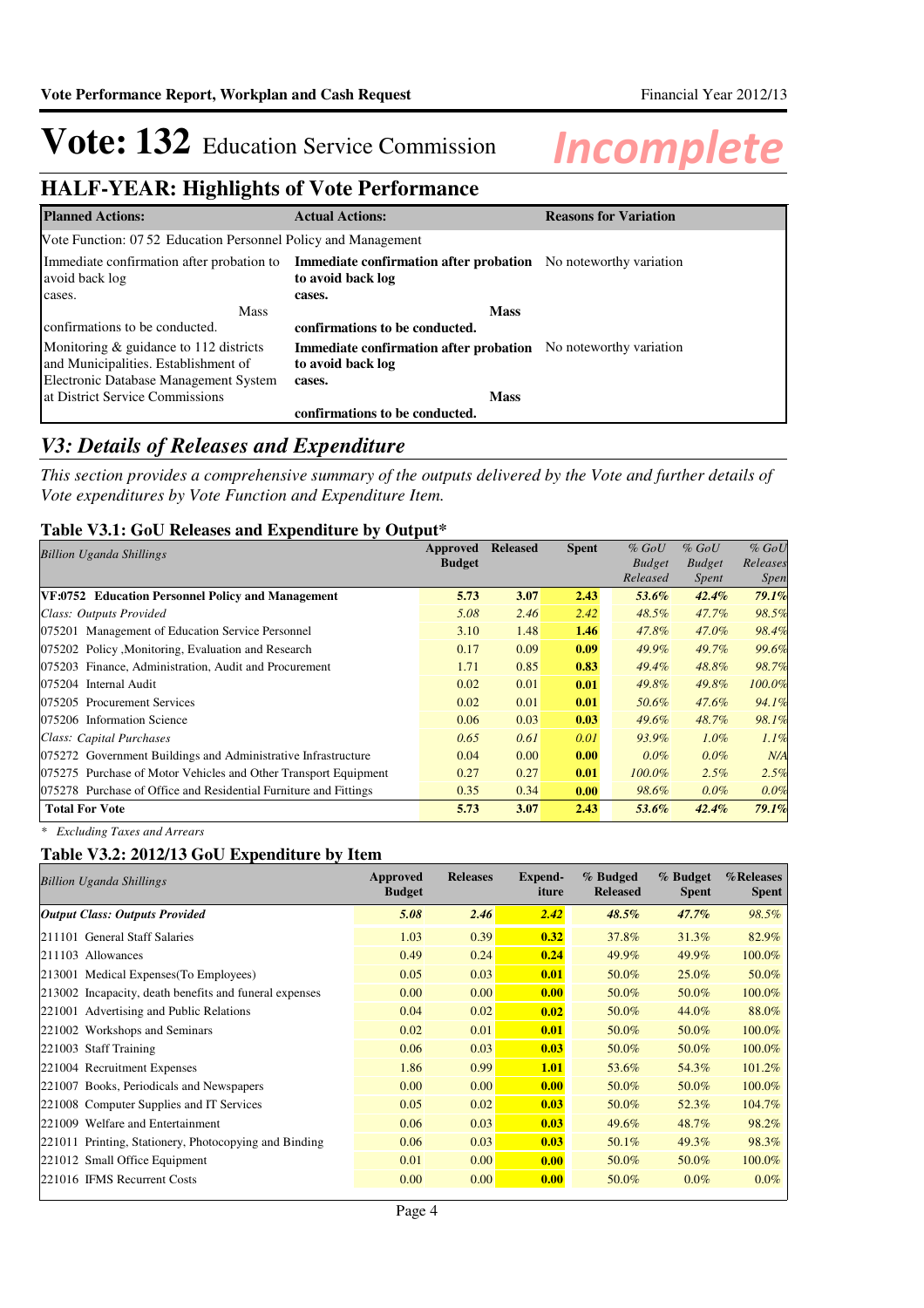# Vote: 132 Education Service Commission

*Incomplete*

## HALF-YEAR: Highlights of Vote Performance

| Planned Actions: | Actual Actions: | Reasons for Variation |
|---|---|---|
| Vote Function: 07 52 Education Personnel Policy and Management | | |
| Immediate confirmation after probation to avoid back log cases. Mass confirmations to be conducted. | **Immediate confirmation after probation to avoid back log cases. Mass confirmations to be conducted.** | No noteworthy variation |
| Monitoring & guidance to 112 districts and Municipalities. Establishment of Electronic Database Management System at District Service Commissions | **Immediate confirmation after probation to avoid back log cases. Mass confirmations to be conducted.** | No noteworthy variation |

## *V3: Details of Releases and Expenditure*

*This section provides a comprehensive summary of the outputs delivered by the Vote and further details of Vote expenditures by Vote Function and Expenditure Item.*

### Table V3.1: GoU Releases and Expenditure by Output*

| *Billion Uganda Shillings* | Approved Budget | Released | Spent | *% GoU Budget Released* | *% GoU Budget Spent* | *% GoU Releases Spent* |
|---|---|---|---|---|---|---|
| **VF:0752 Education Personnel Policy and Management** | **5.73** | **3.07** | **2.43** | ***53.6%*** | ***42.4%*** | ***79.1%*** |
| *Class: Outputs Provided* | *5.08* | *2.46* | *2.42* | *48.5%* | *47.7%* | *98.5%* |
| 075201 Management of Education Service Personnel | 3.10 | 1.48 | **1.46** | *47.8%* | *47.0%* | *98.4%* |
| 075202 Policy ,Monitoring, Evaluation and Research | 0.17 | 0.09 | **0.09** | *49.9%* | *49.7%* | *99.6%* |
| 075203 Finance, Administration, Audit and Procurement | 1.71 | 0.85 | **0.83** | *49.4%* | *48.8%* | *98.7%* |
| 075204 Internal Audit | 0.02 | 0.01 | **0.01** | *49.8%* | *49.8%* | *100.0%* |
| 075205 Procurement Services | 0.02 | 0.01 | **0.01** | *50.6%* | *47.6%* | *94.1%* |
| 075206 Information Science | 0.06 | 0.03 | **0.03** | *49.6%* | *48.7%* | *98.1%* |
| *Class: Capital Purchases* | *0.65* | *0.61* | *0.01* | *93.9%* | *1.0%* | *1.1%* |
| 075272 Government Buildings and Administrative Infrastructure | 0.04 | 0.00 | **0.00** | *0.0%* | *0.0%* | *N/A* |
| 075275 Purchase of Motor Vehicles and Other Transport Equipment | 0.27 | 0.27 | **0.01** | *100.0%* | *2.5%* | *2.5%* |
| 075278 Purchase of Office and Residential Furniture and Fittings | 0.35 | 0.34 | **0.00** | *98.6%* | *0.0%* | *0.0%* |
| **Total For Vote** | **5.73** | **3.07** | **2.43** | ***53.6%*** | ***42.4%*** | ***79.1%*** |

*\* Excluding Taxes and Arrears*

### Table V3.2: 2012/13 GoU Expenditure by Item

| *Billion Uganda Shillings* | Approved Budget | Releases | Expend-iture | % Budged Released | % Budget Spent | %Releases Spent |
|---|---|---|---|---|---|---|
| ***Output Class: Outputs Provided*** | ***5.08*** | ***2.46*** | ***2.42*** | ***48.5%*** | ***47.7%*** | *98.5%* |
| 211101 General Staff Salaries | 1.03 | 0.39 | **0.32** | 37.8% | 31.3% | 82.9% |
| 211103 Allowances | 0.49 | 0.24 | **0.24** | 49.9% | 49.9% | 100.0% |
| 213001 Medical Expenses(To Employees) | 0.05 | 0.03 | **0.01** | 50.0% | 25.0% | 50.0% |
| 213002 Incapacity, death benefits and funeral expenses | 0.00 | 0.00 | **0.00** | 50.0% | 50.0% | 100.0% |
| 221001 Advertising and Public Relations | 0.04 | 0.02 | **0.02** | 50.0% | 44.0% | 88.0% |
| 221002 Workshops and Seminars | 0.02 | 0.01 | **0.01** | 50.0% | 50.0% | 100.0% |
| 221003 Staff Training | 0.06 | 0.03 | **0.03** | 50.0% | 50.0% | 100.0% |
| 221004 Recruitment Expenses | 1.86 | 0.99 | **1.01** | 53.6% | 54.3% | 101.2% |
| 221007 Books, Periodicals and Newspapers | 0.00 | 0.00 | **0.00** | 50.0% | 50.0% | 100.0% |
| 221008 Computer Supplies and IT Services | 0.05 | 0.02 | **0.03** | 50.0% | 52.3% | 104.7% |
| 221009 Welfare and Entertainment | 0.06 | 0.03 | **0.03** | 49.6% | 48.7% | 98.2% |
| 221011 Printing, Stationery, Photocopying and Binding | 0.06 | 0.03 | **0.03** | 50.1% | 49.3% | 98.3% |
| 221012 Small Office Equipment | 0.01 | 0.00 | **0.00** | 50.0% | 50.0% | 100.0% |
| 221016 IFMS Recurrent Costs | 0.00 | 0.00 | **0.00** | 50.0% | 0.0% | 0.0% |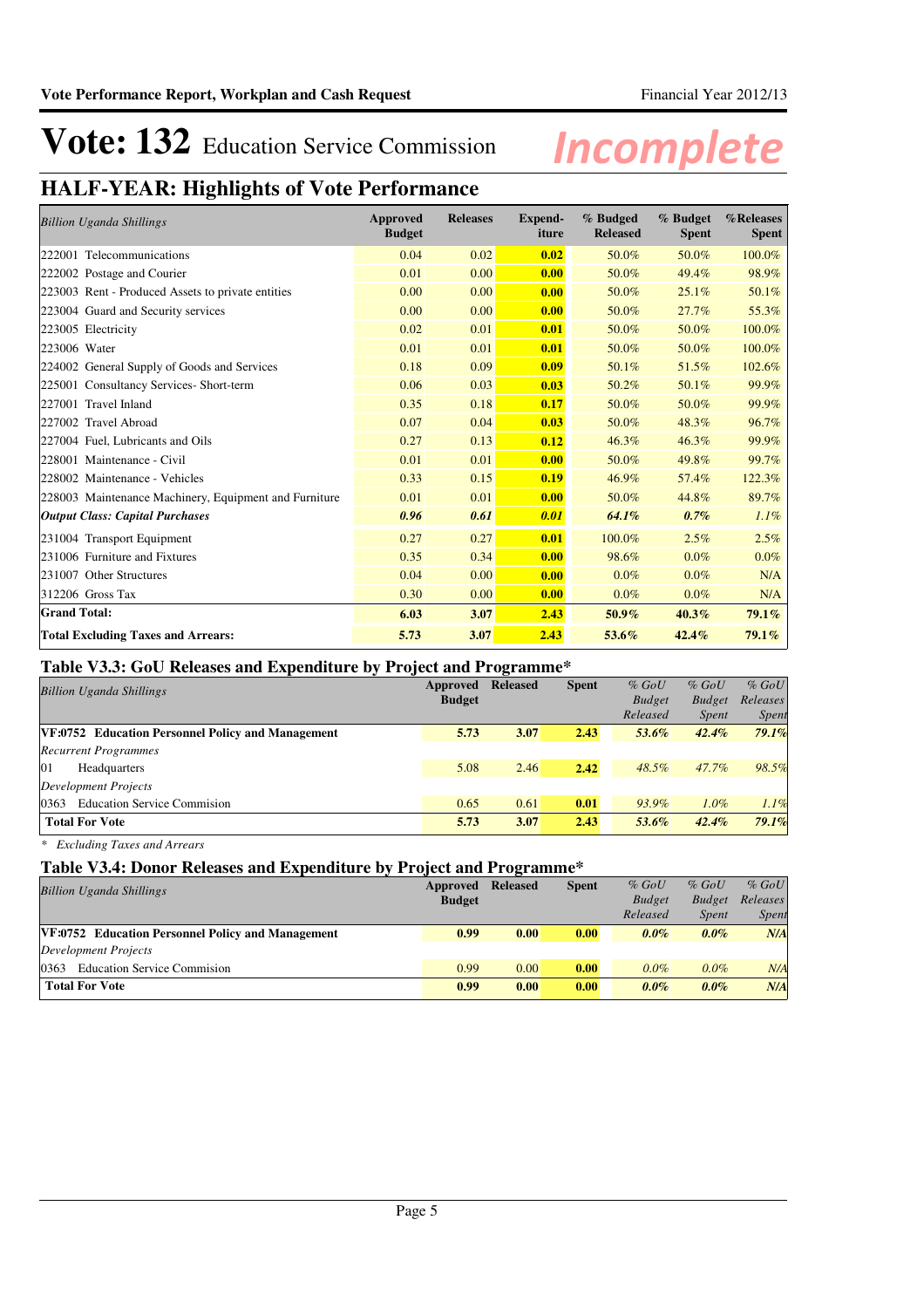# Vote: 132 Education Service Commission

*Incomplete*

## HALF-YEAR: Highlights of Vote Performance

| *Billion Uganda Shillings* | Approved Budget | Releases | Expend-iture | % Budged Released | % Budget Spent | %Releases Spent |
|---|---|---|---|---|---|---|
| 222001 Telecommunications | 0.04 | 0.02 | **0.02** | 50.0% | 50.0% | 100.0% |
| 222002 Postage and Courier | 0.01 | 0.00 | **0.00** | 50.0% | 49.4% | 98.9% |
| 223003 Rent - Produced Assets to private entities | 0.00 | 0.00 | **0.00** | 50.0% | 25.1% | 50.1% |
| 223004 Guard and Security services | 0.00 | 0.00 | **0.00** | 50.0% | 27.7% | 55.3% |
| 223005 Electricity | 0.02 | 0.01 | **0.01** | 50.0% | 50.0% | 100.0% |
| 223006 Water | 0.01 | 0.01 | **0.01** | 50.0% | 50.0% | 100.0% |
| 224002 General Supply of Goods and Services | 0.18 | 0.09 | **0.09** | 50.1% | 51.5% | 102.6% |
| 225001 Consultancy Services- Short-term | 0.06 | 0.03 | **0.03** | 50.2% | 50.1% | 99.9% |
| 227001 Travel Inland | 0.35 | 0.18 | **0.17** | 50.0% | 50.0% | 99.9% |
| 227002 Travel Abroad | 0.07 | 0.04 | **0.03** | 50.0% | 48.3% | 96.7% |
| 227004 Fuel, Lubricants and Oils | 0.27 | 0.13 | **0.12** | 46.3% | 46.3% | 99.9% |
| 228001 Maintenance - Civil | 0.01 | 0.01 | **0.00** | 50.0% | 49.8% | 99.7% |
| 228002 Maintenance - Vehicles | 0.33 | 0.15 | **0.19** | 46.9% | 57.4% | 122.3% |
| 228003 Maintenance Machinery, Equipment and Furniture | 0.01 | 0.01 | **0.00** | 50.0% | 44.8% | 89.7% |
| ***Output Class: Capital Purchases*** | ***0.96*** | ***0.61*** | ***0.01*** | ***64.1%*** | ***0.7%*** | ***1.1%*** |
| 231004 Transport Equipment | 0.27 | 0.27 | **0.01** | 100.0% | 2.5% | 2.5% |
| 231006 Furniture and Fixtures | 0.35 | 0.34 | **0.00** | 98.6% | 0.0% | 0.0% |
| 231007 Other Structures | 0.04 | 0.00 | **0.00** | 0.0% | 0.0% | N/A |
| 312206 Gross Tax | 0.30 | 0.00 | **0.00** | 0.0% | 0.0% | N/A |
| **Grand Total:** | **6.03** | **3.07** | **2.43** | **50.9%** | **40.3%** | **79.1%** |
| **Total Excluding Taxes and Arrears:** | **5.73** | **3.07** | **2.43** | **53.6%** | **42.4%** | **79.1%** |

### Table V3.3: GoU Releases and Expenditure by Project and Programme*

| *Billion Uganda Shillings* | Approved Budget | Released | Spent | *% GoU Budget Released* | *% GoU Budget Spent* | *% GoU Releases Spent* |
|---|---|---|---|---|---|---|
| **VF:0752 Education Personnel Policy and Management** | **5.73** | **3.07** | **2.43** | ***53.6%*** | ***42.4%*** | ***79.1%*** |
| *Recurrent Programmes* | | | | | | |
| 01 Headquarters | 5.08 | 2.46 | **2.42** | *48.5%* | *47.7%* | *98.5%* |
| *Development Projects* | | | | | | |
| 0363 Education Service Commision | 0.65 | 0.61 | **0.01** | *93.9%* | *1.0%* | *1.1%* |
| **Total For Vote** | **5.73** | **3.07** | **2.43** | ***53.6%*** | ***42.4%*** | ***79.1%*** |

\* *Excluding Taxes and Arrears*

### Table V3.4: Donor Releases and Expenditure by Project and Programme*

| *Billion Uganda Shillings* | Approved Budget | Released | Spent | *% GoU Budget Released* | *% GoU Budget Spent* | *% GoU Releases Spent* |
|---|---|---|---|---|---|---|
| **VF:0752 Education Personnel Policy and Management** | **0.99** | **0.00** | **0.00** | ***0.0%*** | ***0.0%*** | ***N/A*** |
| *Development Projects* | | | | | | |
| 0363 Education Service Commision | 0.99 | 0.00 | **0.00** | *0.0%* | *0.0%* | *N/A* |
| **Total For Vote** | **0.99** | **0.00** | **0.00** | ***0.0%*** | ***0.0%*** | ***N/A*** |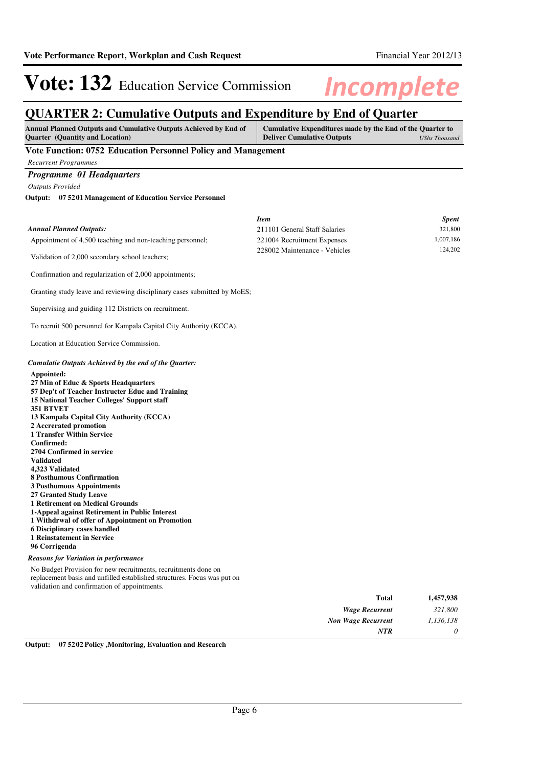# Vote: 132 Education Service Commission

*Incomplete*

## QUARTER 2: Cumulative Outputs and Expenditure by End of Quarter

| Annual Planned Outputs and Cumulative Outputs Achieved by End of Quarter (Quantity and Location) | Cumulative Expenditures made by the End of the Quarter to Deliver Cumulative Outputs *UShs Thousand* |
|---|---|

### Vote Function: 0752 Education Personnel Policy and Management

*Recurrent Programmes*

### *Programme 01 Headquarters*

*Outputs Provided*

**Output: 07 5201 Management of Education Service Personnel**

*Annual Planned Outputs:*

Appointment of 4,500 teaching and non-teaching personnel;

Validation of 2,000 secondary school teachers;

Confirmation and regularization of 2,000 appointments;

Granting study leave and reviewing disciplinary cases submitted by MoES;

Supervising and guiding 112 Districts on recruitment.

To recruit 500 personnel for Kampala Capital City Authority (KCCA).

Location at Education Service Commission.

| *Item* | *Spent* |
|---|---|
| 211101 General Staff Salaries | 321,800 |
| 221004 Recruitment Expenses | 1,007,186 |
| 228002 Maintenance - Vehicles | 124,202 |

*Cumulatie Outputs Achieved by the end of the Quarter:*

**Appointed:**
**27 Min of Educ & Sports Headquarters**
**57 Dep't of Teacher Instructer Educ and Training**
**15 National Teacher Colleges' Support staff**
**351 BTVET**
**13 Kampala Capital City Authority (KCCA)**
**2 Accrerated promotion**
**1 Transfer Within Service**
**Confirmed:**
**2704 Confirmed in service**
**Validated**
**4,323 Validated**
**8 Posthumous Confirmation**
**3 Posthumous Appointments**
**27 Granted Study Leave**
**1 Retirement on Medical Grounds**
**1-Appeal against Retirement in Public Interest**
**1 Withdrwal of offer of Appointment on Promotion**
**6 Disciplinary cases handled**
**1 Reinstatement in Service**
**96 Corrigenda**

*Reasons for Variation in performance*

No Budget Provision for new recruitments, recruitments done on replacement basis and unfilled established structures. Focus was put on validation and confirmation of appointments.

| | |
|---|---|
| **Total** | **1,457,938** |
| ***Wage Recurrent*** | *321,800* |
| ***Non Wage Recurrent*** | *1,136,138* |
| ***NTR*** | *0* |

**Output: 07 5202 Policy ,Monitoring, Evaluation and Research**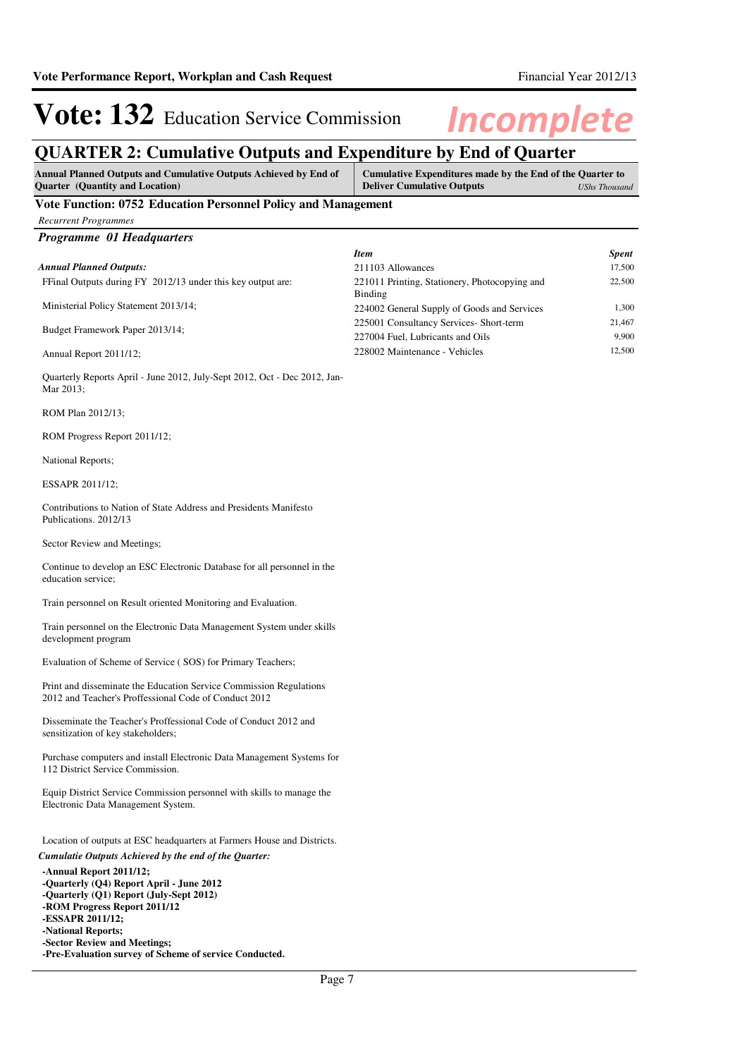# Vote: 132 Education Service Commission

*Incomplete*

## QUARTER 2: Cumulative Outputs and Expenditure by End of Quarter

| Annual Planned Outputs and Cumulative Outputs Achieved by End of Quarter (Quantity and Location) | Cumulative Expenditures made by the End of the Quarter to Deliver Cumulative Outputs *UShs Thousand* |
|---|---|

### Vote Function: 0752 Education Personnel Policy and Management

*Recurrent Programmes*

#### *Programme 01 Headquarters*

***Annual Planned Outputs:***

FFinal Outputs during FY 2012/13 under this key output are:

Ministerial Policy Statement 2013/14;

Budget Framework Paper 2013/14;

Annual Report 2011/12;

Quarterly Reports April - June 2012, July-Sept 2012, Oct - Dec 2012, Jan-Mar 2013;

ROM Plan 2012/13;

ROM Progress Report 2011/12;

National Reports;

ESSAPR 2011/12;

Contributions to Nation of State Address and Presidents Manifesto Publications. 2012/13

Sector Review and Meetings;

Continue to develop an ESC Electronic Database for all personnel in the education service;

Train personnel on Result oriented Monitoring and Evaluation.

Train personnel on the Electronic Data Management System under skills development program

Evaluation of Scheme of Service ( SOS) for Primary Teachers;

Print and disseminate the Education Service Commission Regulations 2012 and Teacher's Proffessional Code of Conduct 2012

Disseminate the Teacher's Proffessional Code of Conduct 2012 and sensitization of key stakeholders;

Purchase computers and install Electronic Data Management Systems for 112 District Service Commission.

Equip District Service Commission personnel with skills to manage the Electronic Data Management System.

Location of outputs at ESC headquarters at Farmers House and Districts.

***Cumulatie Outputs Achieved by the end of the Quarter:***

**-Annual Report 2011/12;**
**-Quarterly (Q4) Report April - June 2012**
**-Quarterly (Q1) Report (July-Sept 2012)**
**-ROM Progress Report 2011/12**
**-ESSAPR 2011/12;**
**-National Reports;**
**-Sector Review and Meetings;**
**-Pre-Evaluation survey of Scheme of service Conducted.**

| *Item* | *Spent* |
|---|---|
| 211103 Allowances | 17,500 |
| 221011 Printing, Stationery, Photocopying and Binding | 22,500 |
| 224002 General Supply of Goods and Services | 1,300 |
| 225001 Consultancy Services- Short-term | 21,467 |
| 227004 Fuel, Lubricants and Oils | 9,900 |
| 228002 Maintenance - Vehicles | 12,500 |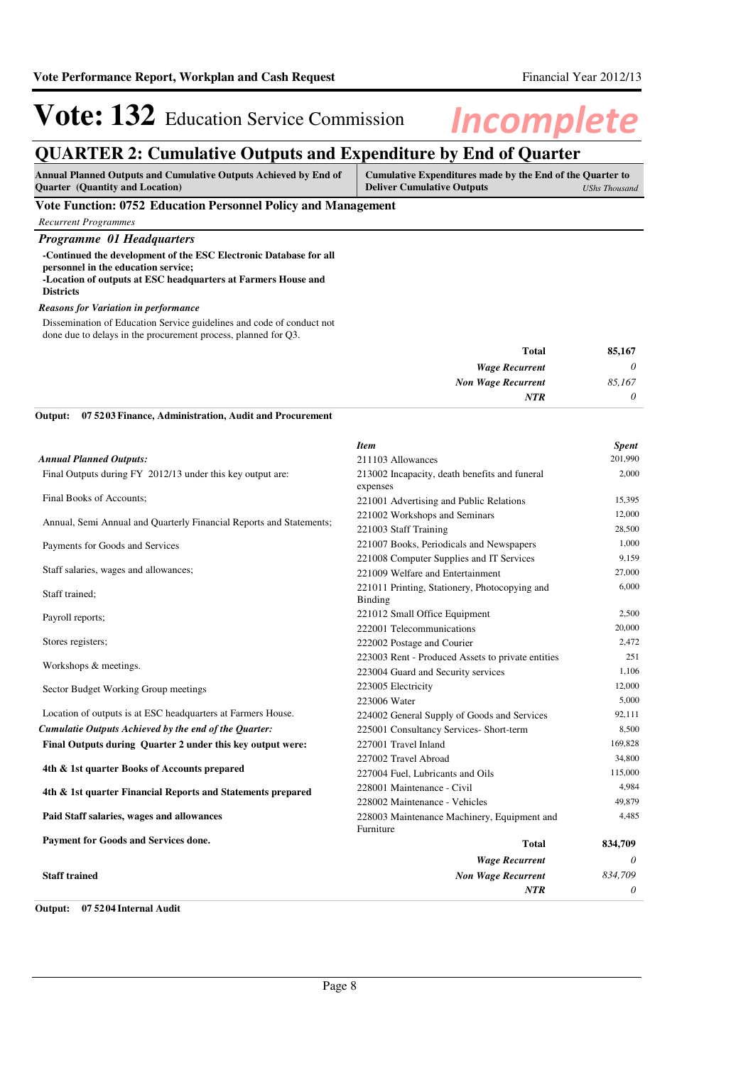# Vote: 132 Education Service Commission

*Incomplete*

## QUARTER 2: Cumulative Outputs and Expenditure by End of Quarter

| Annual Planned Outputs and Cumulative Outputs Achieved by End of Quarter (Quantity and Location) | Cumulative Expenditures made by the End of the Quarter to Deliver Cumulative Outputs *UShs Thousand* |
|---|---|

### Vote Function: 0752 Education Personnel Policy and Management

*Recurrent Programmes*

### *Programme 01 Headquarters*

**-Continued the development of the ESC Electronic Database for all personnel in the education service;**
**-Location of outputs at ESC headquarters at Farmers House and Districts**

*Reasons for Variation in performance*

Dissemination of Education Service guidelines and code of conduct not done due to delays in the procurement process, planned for Q3.

| | |
|---|---|
| **Total** | **85,167** |
| ***Wage Recurrent*** | *0* |
| ***Non Wage Recurrent*** | *85,167* |
| ***NTR*** | *0* |

**Output: 07 52 03 Finance, Administration, Audit and Procurement**

***Annual Planned Outputs:***

Final Outputs during FY 2012/13 under this key output are:

Final Books of Accounts;

Annual, Semi Annual and Quarterly Financial Reports and Statements;

Payments for Goods and Services

Staff salaries, wages and allowances;

Staff trained;

Payroll reports;

Stores registers;

Workshops & meetings.

Sector Budget Working Group meetings

Location of outputs is at ESC headquarters at Farmers House.

***Cumulatie Outputs Achieved by the end of the Quarter:***

**Final Outputs during Quarter 2 under this key output were:**

**4th & 1st quarter Books of Accounts prepared**

**4th & 1st quarter Financial Reports and Statements prepared**

**Paid Staff salaries, wages and allowances**

**Payment for Goods and Services done.**

**Staff trained**

| *Item* | *Spent* |
|---|---|
| 211103 Allowances | 201,990 |
| 213002 Incapacity, death benefits and funeral expenses | 2,000 |
| 221001 Advertising and Public Relations | 15,395 |
| 221002 Workshops and Seminars | 12,000 |
| 221003 Staff Training | 28,500 |
| 221007 Books, Periodicals and Newspapers | 1,000 |
| 221008 Computer Supplies and IT Services | 9,159 |
| 221009 Welfare and Entertainment | 27,000 |
| 221011 Printing, Stationery, Photocopying and Binding | 6,000 |
| 221012 Small Office Equipment | 2,500 |
| 222001 Telecommunications | 20,000 |
| 222002 Postage and Courier | 2,472 |
| 223003 Rent - Produced Assets to private entities | 251 |
| 223004 Guard and Security services | 1,106 |
| 223005 Electricity | 12,000 |
| 223006 Water | 5,000 |
| 224002 General Supply of Goods and Services | 92,111 |
| 225001 Consultancy Services- Short-term | 8,500 |
| 227001 Travel Inland | 169,828 |
| 227002 Travel Abroad | 34,800 |
| 227004 Fuel, Lubricants and Oils | 115,000 |
| 228001 Maintenance - Civil | 4,984 |
| 228002 Maintenance - Vehicles | 49,879 |
| 228003 Maintenance Machinery, Equipment and Furniture | 4,485 |
| **Total** | **834,709** |
| ***Wage Recurrent*** | *0* |
| ***Non Wage Recurrent*** | *834,709* |
| ***NTR*** | *0* |

**Output: 07 52 04 Internal Audit**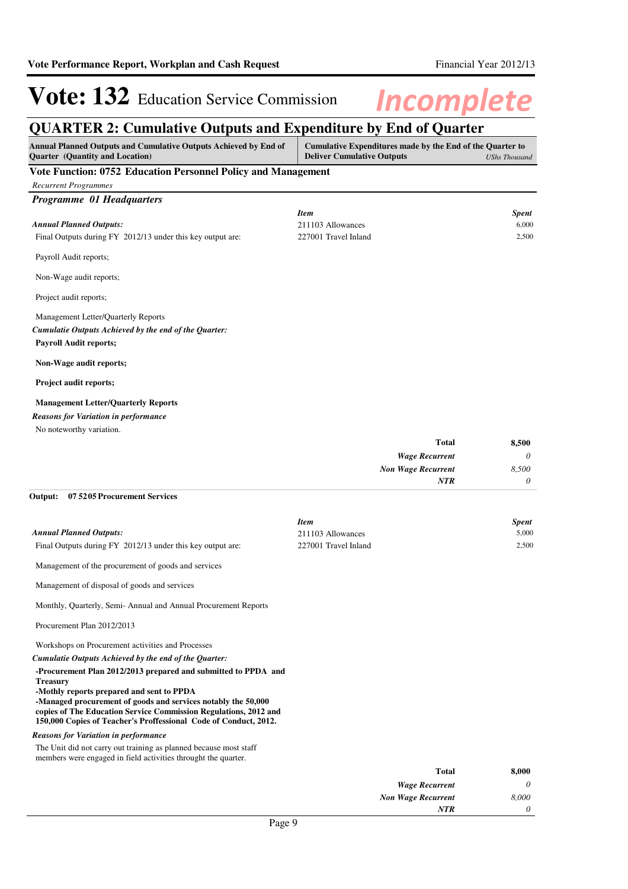# Vote: 132 Education Service Commission

## QUARTER 2: Cumulative Outputs and Expenditure by End of Quarter

| Annual Planned Outputs and Cumulative Outputs Achieved by End of Quarter (Quantity and Location) | Cumulative Expenditures made by the End of the Quarter to Deliver Cumulative Outputs | *UShs Thousand* |
|---|---|---|

### Vote Function: 0752 Education Personnel Policy and Management

*Recurrent Programmes*

### *Programme 01 Headquarters*

***Annual Planned Outputs:***

Final Outputs during FY 2012/13 under this key output are:

Payroll Audit reports;

Non-Wage audit reports;

Project audit reports;

Management Letter/Quarterly Reports

***Cumulatie Outputs Achieved by the end of the Quarter:***

**Payroll Audit reports;**

**Non-Wage audit reports;**

**Project audit reports;**

**Management Letter/Quarterly Reports**

***Reasons for Variation in performance***

No noteworthy variation.

| *Item* | *Spent* |
|---|---|
| 211103 Allowances | 6,000 |
| 227001 Travel Inland | 2,500 |
| **Total** | **8,500** |
| ***Wage Recurrent*** | *0* |
| ***Non Wage Recurrent*** | *8,500* |
| ***NTR*** | *0* |

**Output: 07 5205 Procurement Services**

***Annual Planned Outputs:***

Final Outputs during FY 2012/13 under this key output are:

Management of the procurement of goods and services

Management of disposal of goods and services

Monthly, Quarterly, Semi- Annual and Annual Procurement Reports

Procurement Plan 2012/2013

Workshops on Procurement activities and Processes

***Cumulatie Outputs Achieved by the end of the Quarter:***

**-Procurement Plan 2012/2013 prepared and submitted to PPDA and Treasury**
**-Mothly reports prepared and sent to PPDA**
**-Managed procurement of goods and services notably the 50,000 copies of The Education Service Commission Regulations, 2012 and 150,000 Copies of Teacher's Proffessional Code of Conduct, 2012.**

***Reasons for Variation in performance***

The Unit did not carry out training as planned because most staff members were engaged in field activities throught the quarter.

| *Item* | *Spent* |
|---|---|
| 211103 Allowances | 5,000 |
| 227001 Travel Inland | 2,500 |
| **Total** | **8,000** |
| ***Wage Recurrent*** | *0* |
| ***Non Wage Recurrent*** | *8,000* |
| ***NTR*** | *0* |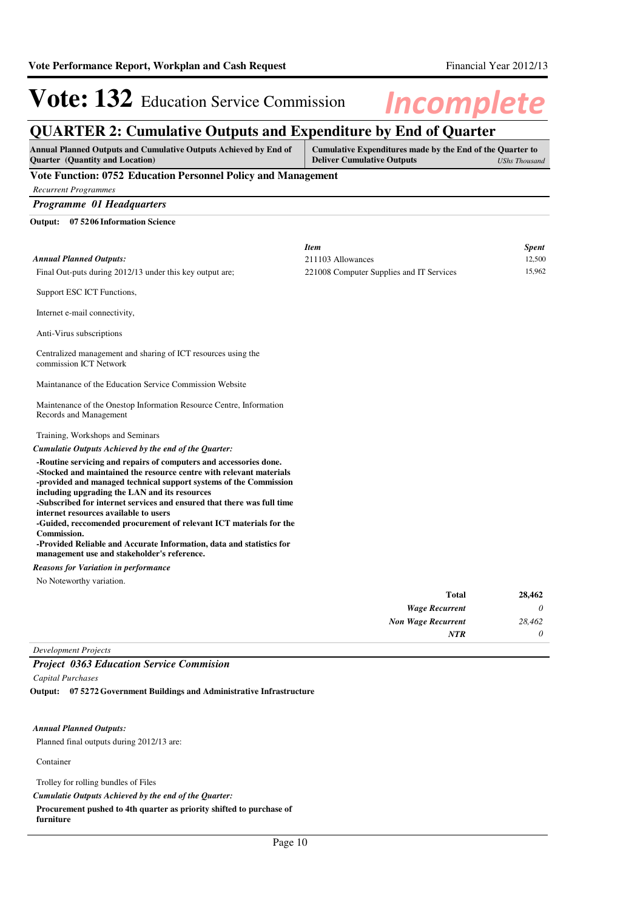# Vote: 132 Education Service Commission

*Incomplete*

## QUARTER 2: Cumulative Outputs and Expenditure by End of Quarter

| Annual Planned Outputs and Cumulative Outputs Achieved by End of Quarter (Quantity and Location) | Cumulative Expenditures made by the End of the Quarter to Deliver Cumulative Outputs *UShs Thousand* |
|---|---|

### Vote Function: 0752 Education Personnel Policy and Management

*Recurrent Programmes*

#### *Programme 01 Headquarters*

**Output: 07 5206 Information Science**

*Annual Planned Outputs:*

Final Out-puts during 2012/13 under this key output are;

Support ESC ICT Functions,

Internet e-mail connectivity,

Anti-Virus subscriptions

Centralized management and sharing of ICT resources using the commission ICT Network

Maintanance of the Education Service Commission Website

Maintenance of the Onestop Information Resource Centre, Information Records and Management

Training, Workshops and Seminars

| *Item* | *Spent* |
|---|---|
| 211103 Allowances | 12,500 |
| 221008 Computer Supplies and IT Services | 15,962 |

*Cumulatie Outputs Achieved by the end of the Quarter:*

**-Routine servicing and repairs of computers and accessories done.**
**-Stocked and maintained the resource centre with relevant materials**
**-provided and managed technical support systems of the Commission including upgrading the LAN and its resources**
**-Subscribed for internet services and ensured that there was full time internet resources available to users**
**-Guided, reccomended procurement of relevant ICT materials for the Commission.**
**-Provided Reliable and Accurate Information, data and statistics for management use and stakeholder's reference.**

*Reasons for Variation in performance*

No Noteworthy variation.

| | |
|---|---|
| **Total** | **28,462** |
| *Wage Recurrent* | *0* |
| *Non Wage Recurrent* | *28,462* |
| *NTR* | *0* |

*Development Projects*

#### *Project 0363 Education Service Commision*

*Capital Purchases*

**Output: 07 5272 Government Buildings and Administrative Infrastructure**

*Annual Planned Outputs:*

Planned final outputs during 2012/13 are:

Container

Trolley for rolling bundles of Files

*Cumulatie Outputs Achieved by the end of the Quarter:*

**Procurement pushed to 4th quarter as priority shifted to purchase of furniture**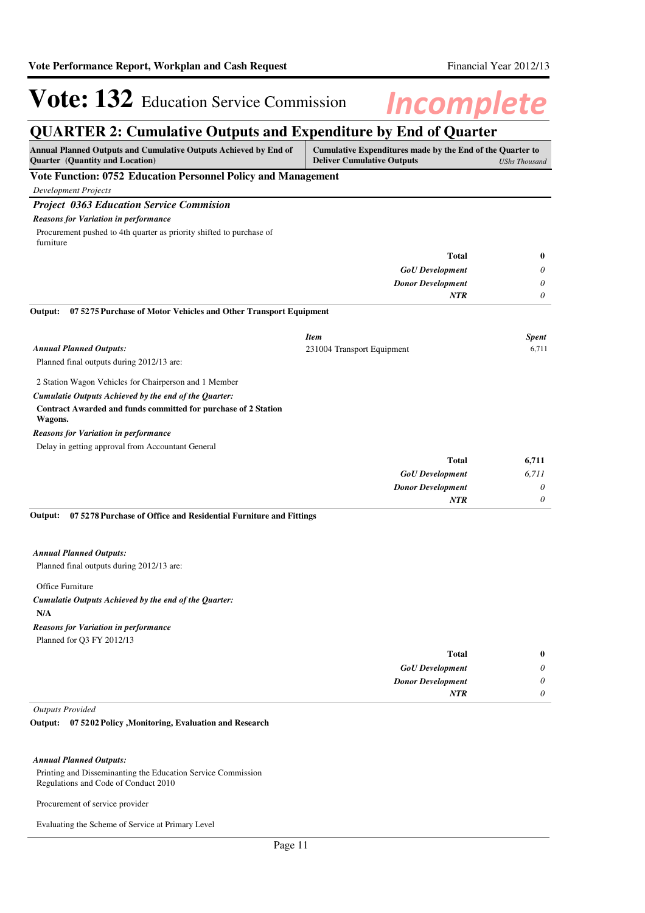# Vote: 132 Education Service Commission

*Incomplete*

## QUARTER 2: Cumulative Outputs and Expenditure by End of Quarter

| Annual Planned Outputs and Cumulative Outputs Achieved by End of Quarter (Quantity and Location) | Cumulative Expenditures made by the End of the Quarter to Deliver Cumulative Outputs *UShs Thousand* |
|---|---|

### Vote Function: 0752 Education Personnel Policy and Management

*Development Projects*

#### *Project 0363 Education Service Commision*

***Reasons for Variation in performance***

Procurement pushed to 4th quarter as priority shifted to purchase of furniture

| | |
|---|---|
| **Total** | **0** |
| ***GoU Development*** | *0* |
| ***Donor Development*** | *0* |
| ***NTR*** | *0* |

**Output: 07 5275 Purchase of Motor Vehicles and Other Transport Equipment**

| *Item* | *Spent* |
|---|---|
| 231004 Transport Equipment | 6,711 |

***Annual Planned Outputs:***

Planned final outputs during 2012/13 are:

2 Station Wagon Vehicles for Chairperson and 1 Member

***Cumulatie Outputs Achieved by the end of the Quarter:***

**Contract Awarded and funds committed for purchase of 2 Station Wagons.**

***Reasons for Variation in performance***

Delay in getting approval from Accountant General

| | |
|---|---|
| **Total** | **6,711** |
| ***GoU Development*** | *6,711* |
| ***Donor Development*** | *0* |
| ***NTR*** | *0* |

**Output: 07 5278 Purchase of Office and Residential Furniture and Fittings**

***Annual Planned Outputs:***

Planned final outputs during 2012/13 are:

Office Furniture

***Cumulatie Outputs Achieved by the end of the Quarter:***

**N/A**

***Reasons for Variation in performance***

Planned for Q3 FY 2012/13

| | |
|---|---|
| **Total** | **0** |
| ***GoU Development*** | *0* |
| ***Donor Development*** | *0* |
| ***NTR*** | *0* |

*Outputs Provided*

**Output: 07 5202 Policy ,Monitoring, Evaluation and Research**

***Annual Planned Outputs:***

Printing and Disseminanting the Education Service Commission Regulations and Code of Conduct 2010

Procurement of service provider

Evaluating the Scheme of Service at Primary Level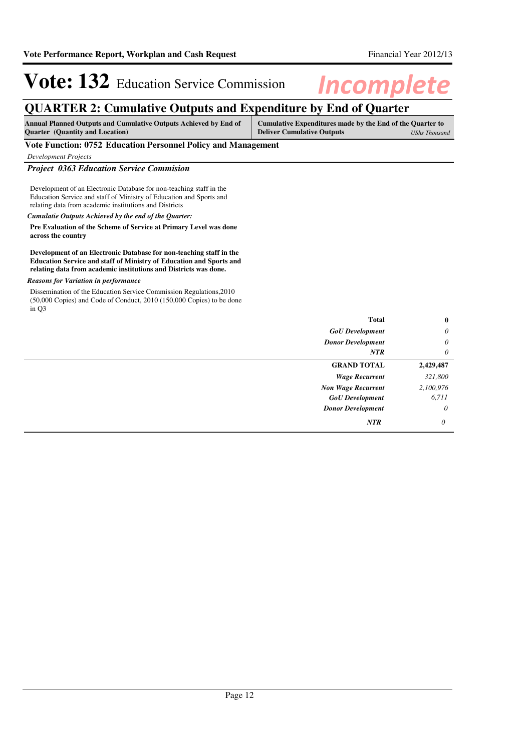# Vote: 132 Education Service Commission

*Incomplete*

## QUARTER 2: Cumulative Outputs and Expenditure by End of Quarter

| Annual Planned Outputs and Cumulative Outputs Achieved by End of Quarter (Quantity and Location) | Cumulative Expenditures made by the End of the Quarter to Deliver Cumulative Outputs *UShs Thousand* |
|---|---|

### Vote Function: 0752 Education Personnel Policy and Management

*Development Projects*

#### *Project 0363 Education Service Commision*

Development of an Electronic Database for non-teaching staff in the Education Service and staff of Ministry of Education and Sports and relating data from academic institutions and Districts

***Cumulatie Outputs Achieved by the end of the Quarter:***

**Pre Evaluation of the Scheme of Service at Primary Level was done across the country**

**Development of an Electronic Database for non-teaching staff in the Education Service and staff of Ministry of Education and Sports and relating data from academic institutions and Districts was done.**

***Reasons for Variation in performance***

Dissemination of the Education Service Commission Regulations,2010 (50,000 Copies) and Code of Conduct, 2010 (150,000 Copies) to be done in Q3

| | |
|---|---|
| **Total** | **0** |
| ***GoU Development*** | *0* |
| ***Donor Development*** | *0* |
| ***NTR*** | *0* |
| **GRAND TOTAL** | **2,429,487** |
| ***Wage Recurrent*** | *321,800* |
| ***Non Wage Recurrent*** | *2,100,976* |
| ***GoU Development*** | *6,711* |
| ***Donor Development*** | *0* |
| ***NTR*** | *0* |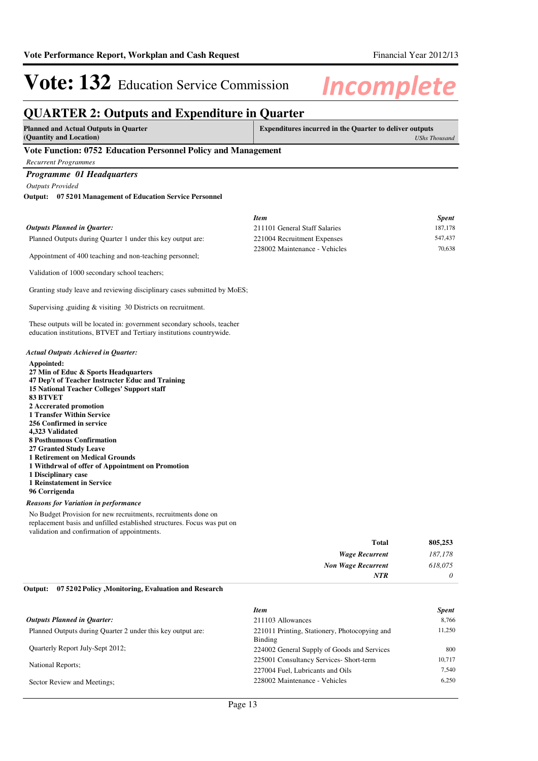# Vote: 132 Education Service Commission

*Incomplete*

## QUARTER 2: Outputs and Expenditure in Quarter

| Planned and Actual Outputs in Quarter (Quantity and Location) | Expenditures incurred in the Quarter to deliver outputs *UShs Thousand* |
|---|---|

### Vote Function: 0752 Education Personnel Policy and Management

*Recurrent Programmes*

#### *Programme 01 Headquarters*

*Outputs Provided*

**Output: 07 5201 Management of Education Service Personnel**

***Outputs Planned in Quarter:***

Planned Outputs during Quarter 1 under this key output are:

Appointment of 400 teaching and non-teaching personnel;

Validation of 1000 secondary school teachers;

Granting study leave and reviewing disciplinary cases submitted by MoES;

Supervising ,guiding & visiting 30 Districts on recruitment.

These outputs will be located in: government secondary schools, teacher education institutions, BTVET and Tertiary institutions countrywide.

| *Item* | *Spent* |
|---|---|
| 211101 General Staff Salaries | 187,178 |
| 221004 Recruitment Expenses | 547,437 |
| 228002 Maintenance - Vehicles | 70,638 |

***Actual Outputs Achieved in Quarter:***

**Appointed:**
**27 Min of Educ & Sports Headquarters**
**47 Dep't of Teacher Instructer Educ and Training**
**15 National Teacher Colleges' Support staff**
**83 BTVET**
**2 Accrerated promotion**
**1 Transfer Within Service**
**256 Confirmed in service**
**4,323 Validated**
**8 Posthumous Confirmation**
**27 Granted Study Leave**
**1 Retirement on Medical Grounds**
**1 Withdrwal of offer of Appointment on Promotion**
**1 Disciplinary case**
**1 Reinstatement in Service**
**96 Corrigenda**

***Reasons for Variation in performance***

No Budget Provision for new recruitments, recruitments done on replacement basis and unfilled established structures. Focus was put on validation and confirmation of appointments.

| | |
|---|---|
| **Total** | **805,253** |
| ***Wage Recurrent*** | *187,178* |
| ***Non Wage Recurrent*** | *618,075* |
| ***NTR*** | *0* |

**Output: 07 5202 Policy ,Monitoring, Evaluation and Research**

***Outputs Planned in Quarter:***

Planned Outputs during Quarter 2 under this key output are:

Quarterly Report July-Sept 2012;

National Reports;

Sector Review and Meetings;

| *Item* | *Spent* |
|---|---|
| 211103 Allowances | 8,766 |
| 221011 Printing, Stationery, Photocopying and Binding | 11,250 |
| 224002 General Supply of Goods and Services | 800 |
| 225001 Consultancy Services- Short-term | 10,717 |
| 227004 Fuel, Lubricants and Oils | 7,540 |
| 228002 Maintenance - Vehicles | 6,250 |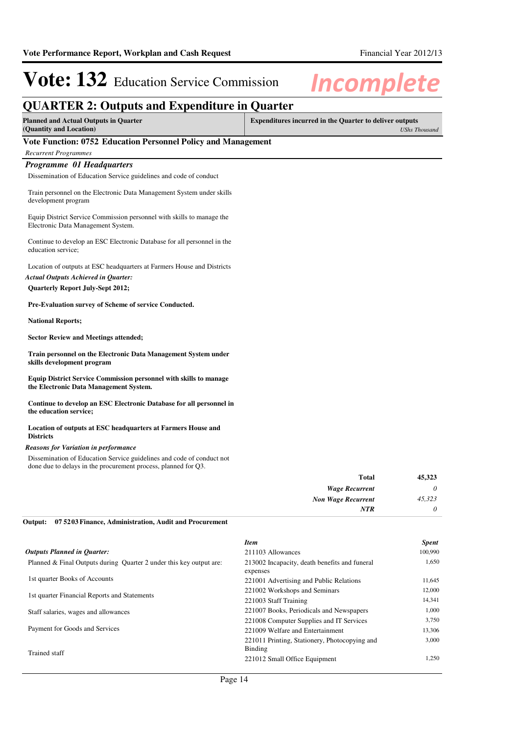# Vote: 132 Education Service Commission

*Incomplete*

## QUARTER 2: Outputs and Expenditure in Quarter

| Planned and Actual Outputs in Quarter (Quantity and Location) | Expenditures incurred in the Quarter to deliver outputs *UShs Thousand* |
|---|---|

### Vote Function: 0752 Education Personnel Policy and Management

*Recurrent Programmes*

#### *Programme 01 Headquarters*

Dissemination of Education Service guidelines and code of conduct

Train personnel on the Electronic Data Management System under skills development program

Equip District Service Commission personnel with skills to manage the Electronic Data Management System.

Continue to develop an ESC Electronic Database for all personnel in the education service;

Location of outputs at ESC headquarters at Farmers House and Districts

*Actual Outputs Achieved in Quarter:*

**Quarterly Report July-Sept 2012;**

**Pre-Evaluation survey of Scheme of service Conducted.**

**National Reports;**

**Sector Review and Meetings attended;**

**Train personnel on the Electronic Data Management System under skills development program**

**Equip District Service Commission personnel with skills to manage the Electronic Data Management System.**

**Continue to develop an ESC Electronic Database for all personnel in the education service;**

**Location of outputs at ESC headquarters at Farmers House and Districts**

*Reasons for Variation in performance*

Dissemination of Education Service guidelines and code of conduct not done due to delays in the procurement process, planned for Q3.

| | |
|---|---|
| **Total** | **45,323** |
| ***Wage Recurrent*** | *0* |
| ***Non Wage Recurrent*** | *45,323* |
| ***NTR*** | *0* |

**Output: 07 5203 Finance, Administration, Audit and Procurement**

*Outputs Planned in Quarter:*

Planned & Final Outputs during Quarter 2 under this key output are:

1st quarter Books of Accounts

1st quarter Financial Reports and Statements

Staff salaries, wages and allowances

Payment for Goods and Services

Trained staff

| *Item* | *Spent* |
|---|---|
| 211103 Allowances | 100,990 |
| 213002 Incapacity, death benefits and funeral expenses | 1,650 |
| 221001 Advertising and Public Relations | 11,645 |
| 221002 Workshops and Seminars | 12,000 |
| 221003 Staff Training | 14,341 |
| 221007 Books, Periodicals and Newspapers | 1,000 |
| 221008 Computer Supplies and IT Services | 3,750 |
| 221009 Welfare and Entertainment | 13,306 |
| 221011 Printing, Stationery, Photocopying and Binding | 3,000 |
| 221012 Small Office Equipment | 1,250 |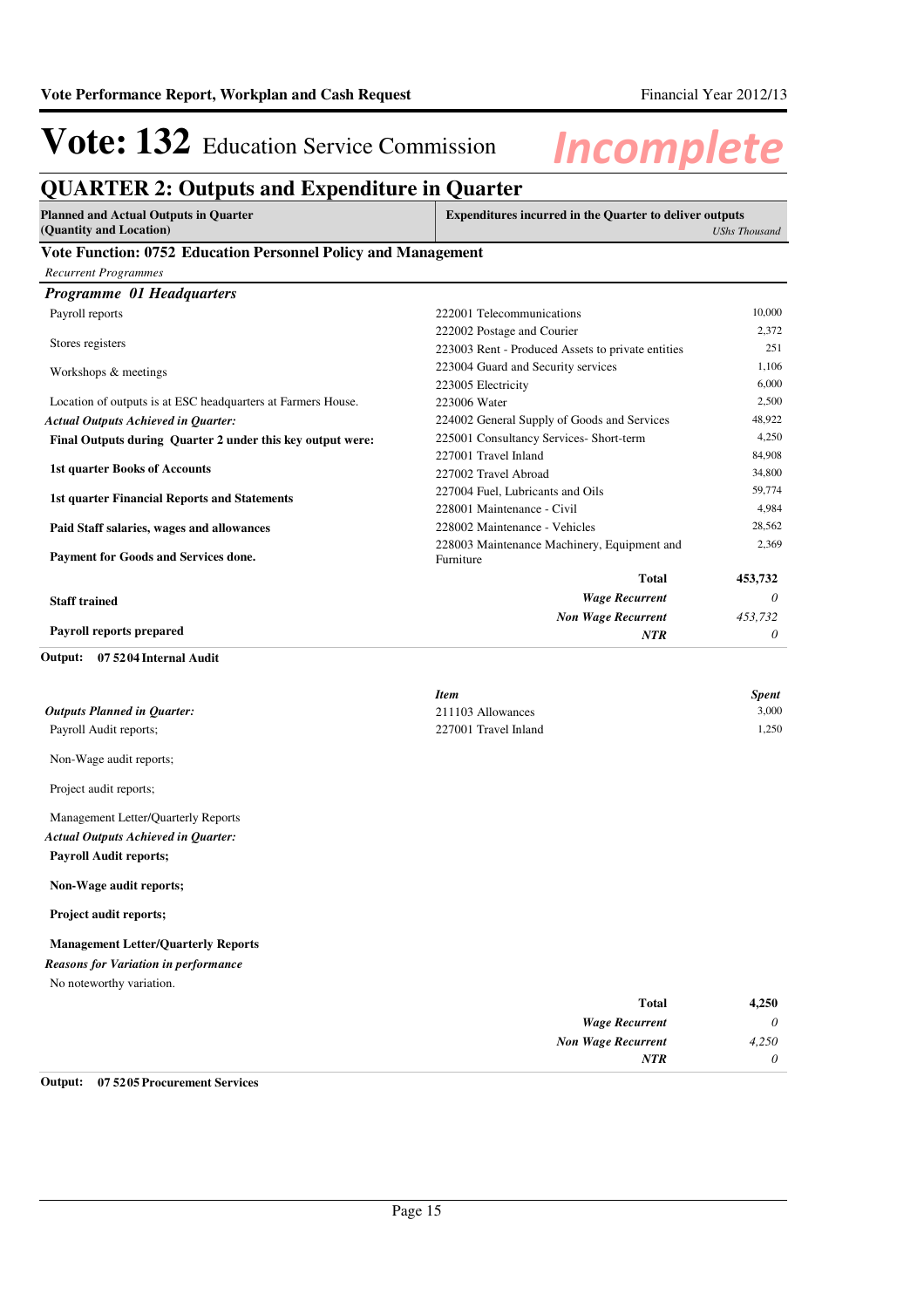# Vote: 132 Education Service Commission

*Incomplete*

## QUARTER 2: Outputs and Expenditure in Quarter

| Planned and Actual Outputs in Quarter (Quantity and Location) | Expenditures incurred in the Quarter to deliver outputs | USHs Thousand |
|---|---|---|

### Vote Function: 0752 Education Personnel Policy and Management

*Recurrent Programmes*

#### *Programme 01 Headquarters*

| Planned and Actual Outputs | Item | Spent |
|---|---|---|
| Payroll reports | 222001 Telecommunications | 10,000 |
| Stores registers | 222002 Postage and Courier | 2,372 |
| Workshops & meetings | 223003 Rent - Produced Assets to private entities | 251 |
| Location of outputs is at ESC headquarters at Farmers House. | 223004 Guard and Security services | 1,106 |
| ***Actual Outputs Achieved in Quarter:*** | 223005 Electricity | 6,000 |
| **Final Outputs during Quarter 2 under this key output were:** | 223006 Water | 2,500 |
| **1st quarter Books of Accounts** | 224002 General Supply of Goods and Services | 48,922 |
| **1st quarter Financial Reports and Statements** | 225001 Consultancy Services- Short-term | 4,250 |
| **Paid Staff salaries, wages and allowances** | 227001 Travel Inland | 84,908 |
| **Payment for Goods and Services done.** | 227002 Travel Abroad | 34,800 |
| **Staff trained** | 227004 Fuel, Lubricants and Oils | 59,774 |
| **Payroll reports prepared** | 228001 Maintenance - Civil | 4,984 |
| | 228002 Maintenance - Vehicles | 28,562 |
| | 228003 Maintenance Machinery, Equipment and Furniture | 2,369 |
| | **Total** | **453,732** |
| | ***Wage Recurrent*** | *0* |
| | ***Non Wage Recurrent*** | *453,732* |
| | ***NTR*** | *0* |

**Output: 07 5204 Internal Audit**

| | Item | Spent |
|---|---|---|
| ***Outputs Planned in Quarter:*** | 211103 Allowances | 3,000 |
| Payroll Audit reports; | 227001 Travel Inland | 1,250 |
| Non-Wage audit reports; | | |
| Project audit reports; | | |
| Management Letter/Quarterly Reports | | |
| ***Actual Outputs Achieved in Quarter:*** | | |
| **Payroll Audit reports;** | | |
| **Non-Wage audit reports;** | | |
| **Project audit reports;** | | |
| **Management Letter/Quarterly Reports** | | |
| ***Reasons for Variation in performance*** | | |
| No noteworthy variation. | | |
| | **Total** | **4,250** |
| | ***Wage Recurrent*** | *0* |
| | ***Non Wage Recurrent*** | *4,250* |
| | ***NTR*** | *0* |

**Output: 07 5205 Procurement Services**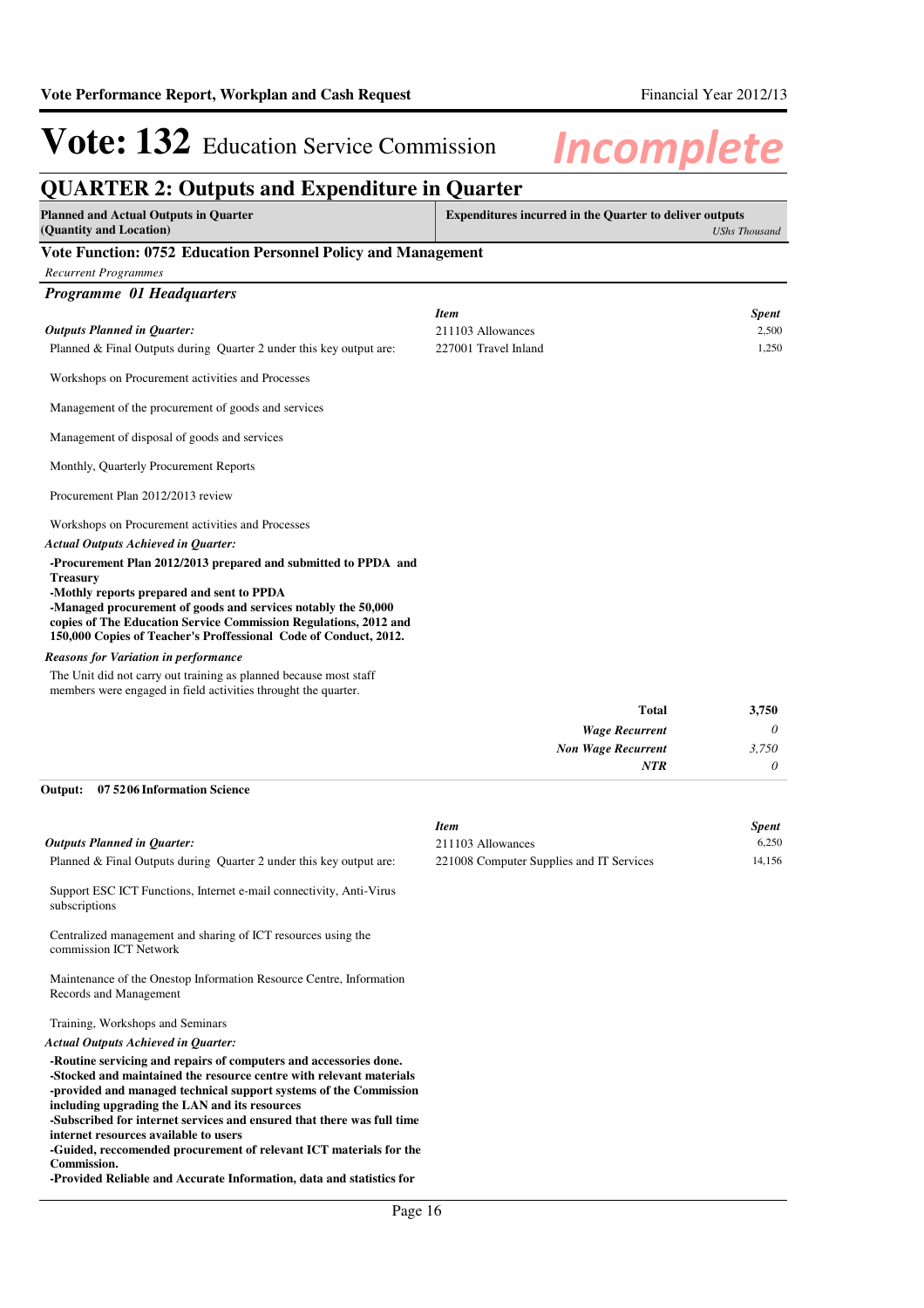# Vote: 132 Education Service Commission

*Incomplete*

## QUARTER 2: Outputs and Expenditure in Quarter

| Planned and Actual Outputs in Quarter (Quantity and Location) | Expenditures incurred in the Quarter to deliver outputs *UShs Thousand* |
|---|---|

### Vote Function: 0752 Education Personnel Policy and Management

*Recurrent Programmes*

#### *Programme 01 Headquarters*

***Outputs Planned in Quarter:***

Planned & Final Outputs during Quarter 2 under this key output are:

Workshops on Procurement activities and Processes

Management of the procurement of goods and services

Management of disposal of goods and services

Monthly, Quarterly Procurement Reports

Procurement Plan 2012/2013 review

Workshops on Procurement activities and Processes

***Actual Outputs Achieved in Quarter:***

**-Procurement Plan 2012/2013 prepared and submitted to PPDA and Treasury**
**-Mothly reports prepared and sent to PPDA**
**-Managed procurement of goods and services notably the 50,000 copies of The Education Service Commission Regulations, 2012 and 150,000 Copies of Teacher's Proffessional Code of Conduct, 2012.**

***Reasons for Variation in performance***

The Unit did not carry out training as planned because most staff members were engaged in field activities throught the quarter.

| *Item* | *Spent* |
|---|---|
| 211103 Allowances | 2,500 |
| 227001 Travel Inland | 1,250 |

| | |
|---|---|
| **Total** | **3,750** |
| ***Wage Recurrent*** | *0* |
| ***Non Wage Recurrent*** | *3,750* |
| ***NTR*** | *0* |

**Output: 07 5206 Information Science**

***Outputs Planned in Quarter:***

Planned & Final Outputs during Quarter 2 under this key output are:

Support ESC ICT Functions, Internet e-mail connectivity, Anti-Virus subscriptions

Centralized management and sharing of ICT resources using the commission ICT Network

Maintenance of the Onestop Information Resource Centre, Information Records and Management

Training, Workshops and Seminars

***Actual Outputs Achieved in Quarter:***

**-Routine servicing and repairs of computers and accessories done.**
**-Stocked and maintained the resource centre with relevant materials**
**-provided and managed technical support systems of the Commission including upgrading the LAN and its resources**
**-Subscribed for internet services and ensured that there was full time internet resources available to users**
**-Guided, reccomended procurement of relevant ICT materials for the Commission.**
**-Provided Reliable and Accurate Information, data and statistics for**

| *Item* | *Spent* |
|---|---|
| 211103 Allowances | 6,250 |
| 221008 Computer Supplies and IT Services | 14,156 |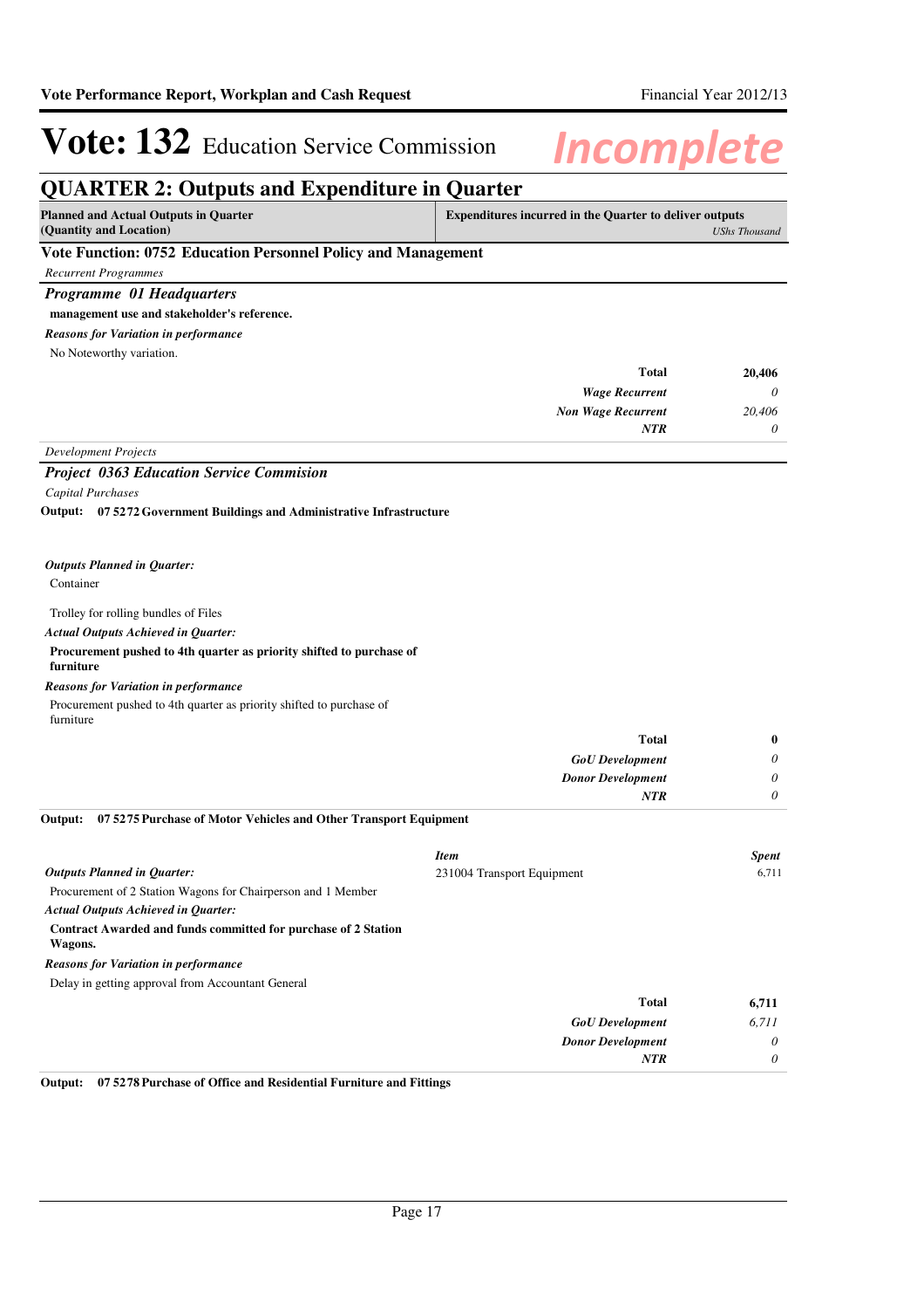# Vote: 132 Education Service Commission

*Incomplete*

## QUARTER 2: Outputs and Expenditure in Quarter

| Planned and Actual Outputs in Quarter (Quantity and Location) | Expenditures incurred in the Quarter to deliver outputs *UShs Thousand* |
|---|---|

### Vote Function: 0752 Education Personnel Policy and Management

*Recurrent Programmes*

### *Programme 01 Headquarters*

**management use and stakeholder's reference.**

***Reasons for Variation in performance***

No Noteworthy variation.

| | |
|---|---|
| **Total** | **20,406** |
| ***Wage Recurrent*** | *0* |
| ***Non Wage Recurrent*** | *20,406* |
| ***NTR*** | *0* |

*Development Projects*

### *Project 0363 Education Service Commision*

*Capital Purchases*

**Output: 07 5272 Government Buildings and Administrative Infrastructure**

***Outputs Planned in Quarter:***

Container

Trolley for rolling bundles of Files

***Actual Outputs Achieved in Quarter:***

**Procurement pushed to 4th quarter as priority shifted to purchase of furniture**

***Reasons for Variation in performance***

Procurement pushed to 4th quarter as priority shifted to purchase of furniture

| | |
|---|---|
| **Total** | **0** |
| ***GoU Development*** | *0* |
| ***Donor Development*** | *0* |
| ***NTR*** | *0* |

**Output: 07 5275 Purchase of Motor Vehicles and Other Transport Equipment**

| *Item* | *Spent* |
|---|---|
| 231004 Transport Equipment | 6,711 |

***Outputs Planned in Quarter:***

Procurement of 2 Station Wagons for Chairperson and 1 Member

***Actual Outputs Achieved in Quarter:***

**Contract Awarded and funds committed for purchase of 2 Station Wagons.**

***Reasons for Variation in performance***

Delay in getting approval from Accountant General

| | |
|---|---|
| **Total** | **6,711** |
| ***GoU Development*** | *6,711* |
| ***Donor Development*** | *0* |
| ***NTR*** | *0* |

**Output: 07 5278 Purchase of Office and Residential Furniture and Fittings**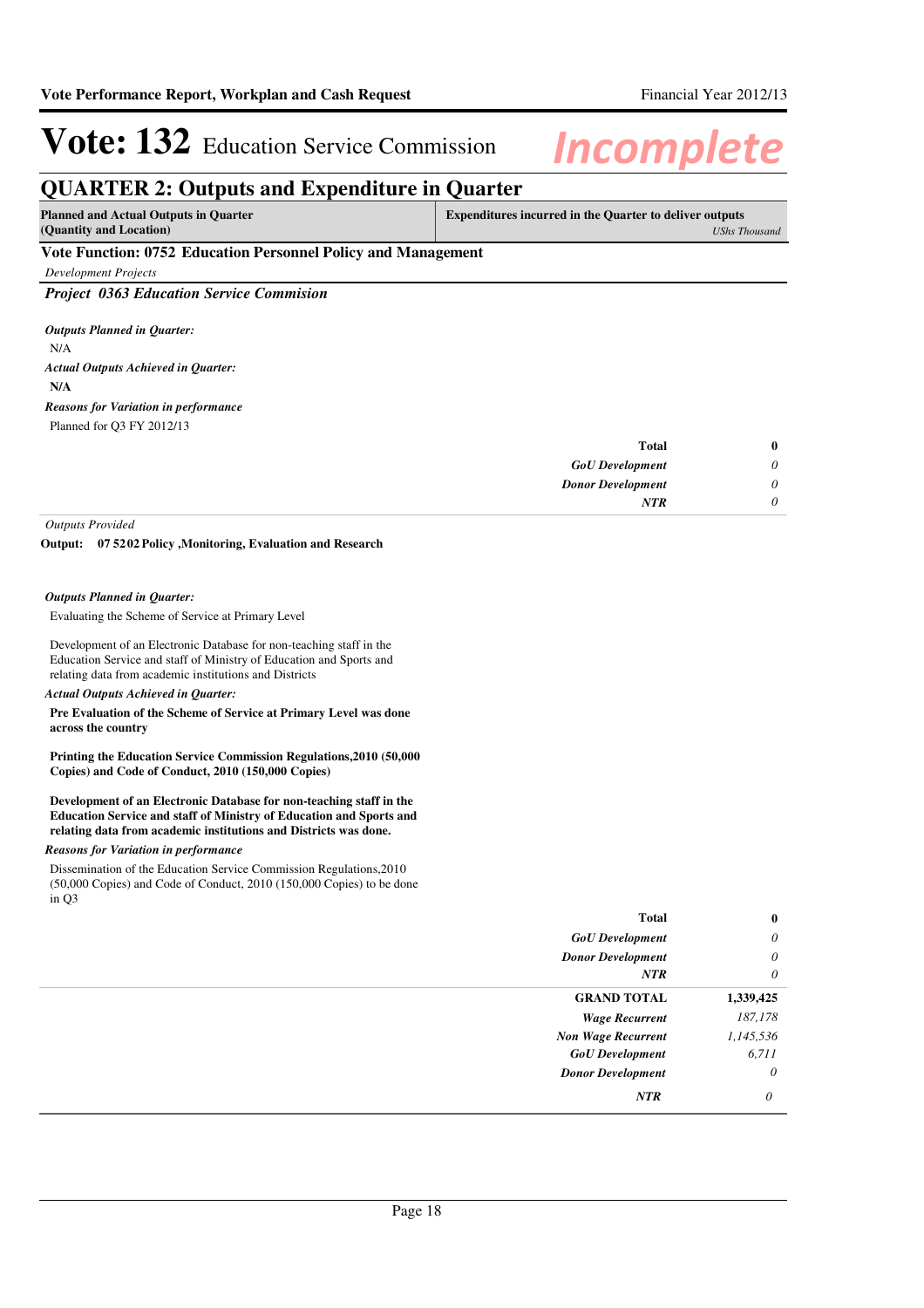# Vote: 132 Education Service Commission

*Incomplete*

## QUARTER 2: Outputs and Expenditure in Quarter

| Planned and Actual Outputs in Quarter (Quantity and Location) | Expenditures incurred in the Quarter to deliver outputs *UShs Thousand* |
|---|---|

### Vote Function: 0752 Education Personnel Policy and Management

*Development Projects*

#### *Project 0363 Education Service Commision*

***Outputs Planned in Quarter:***

N/A

***Actual Outputs Achieved in Quarter:***

**N/A**

***Reasons for Variation in performance***

Planned for Q3 FY 2012/13

| | |
|---|---|
| **Total** | **0** |
| ***GoU Development*** | *0* |
| ***Donor Development*** | *0* |
| ***NTR*** | *0* |

*Outputs Provided*

**Output: 07 52 02 Policy ,Monitoring, Evaluation and Research**

***Outputs Planned in Quarter:***

Evaluating the Scheme of Service at Primary Level

Development of an Electronic Database for non-teaching staff in the Education Service and staff of Ministry of Education and Sports and relating data from academic institutions and Districts

***Actual Outputs Achieved in Quarter:***

**Pre Evaluation of the Scheme of Service at Primary Level was done across the country**

**Printing the Education Service Commission Regulations,2010 (50,000 Copies) and Code of Conduct, 2010 (150,000 Copies)**

**Development of an Electronic Database for non-teaching staff in the Education Service and staff of Ministry of Education and Sports and relating data from academic institutions and Districts was done.**

***Reasons for Variation in performance***

Dissemination of the Education Service Commission Regulations,2010 (50,000 Copies) and Code of Conduct, 2010 (150,000 Copies) to be done in Q3

| | |
|---|---|
| **Total** | **0** |
| ***GoU Development*** | *0* |
| ***Donor Development*** | *0* |
| ***NTR*** | *0* |
| **GRAND TOTAL** | **1,339,425** |
| ***Wage Recurrent*** | *187,178* |
| ***Non Wage Recurrent*** | *1,145,536* |
| ***GoU Development*** | *6,711* |
| ***Donor Development*** | *0* |
| ***NTR*** | *0* |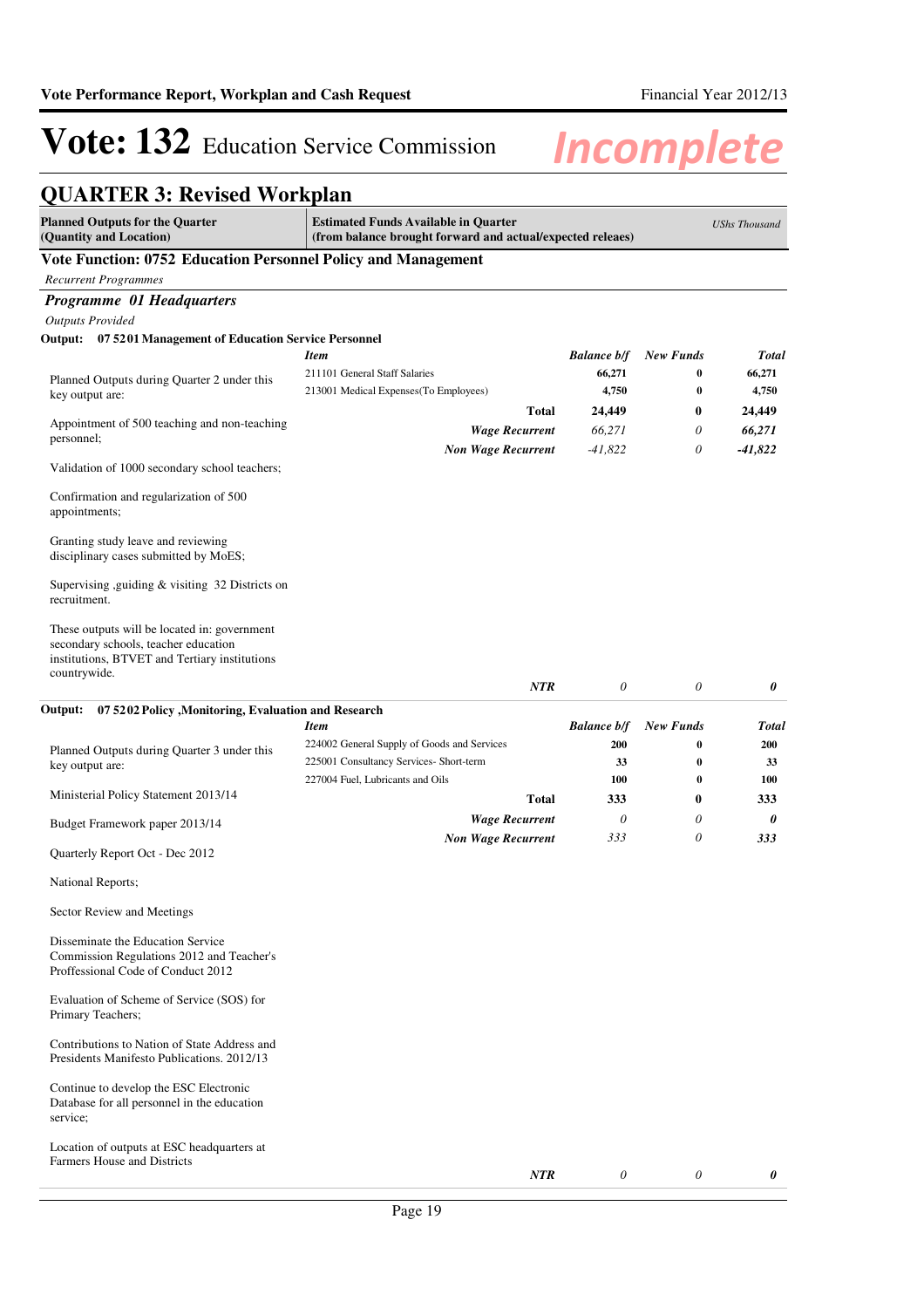# Vote: 132 Education Service Commission

*Incomplete*

## QUARTER 3: Revised Workplan

| Planned Outputs for the Quarter (Quantity and Location) | Estimated Funds Available in Quarter (from balance brought forward and actual/expected releaes) | | | UShs Thousand |
|---|---|---|---|---|

### Vote Function: 0752 Education Personnel Policy and Management

*Recurrent Programmes*

#### *Programme 01 Headquarters*

*Outputs Provided*

**Output: 07 5201 Management of Education Service Personnel**

| | *Item* | *Balance b/f* | *New Funds* | *Total* |
|---|---|---|---|---|
| Planned Outputs during Quarter 2 under this key output are: | 211101 General Staff Salaries | 66,271 | 0 | 66,271 |
| | 213001 Medical Expenses(To Employees) | 4,750 | 0 | 4,750 |
| Appointment of 500 teaching and non-teaching personnel; | **Total** | **24,449** | **0** | **24,449** |
| | ***Wage Recurrent*** | *66,271* | *0* | ***66,271*** |
| Validation of 1000 secondary school teachers; | ***Non Wage Recurrent*** | *-41,822* | *0* | ***-41,822*** |
| Confirmation and regularization of 500 appointments; | | | | |
| Granting study leave and reviewing disciplinary cases submitted by MoES; | | | | |
| Supervising ,guiding & visiting 32 Districts on recruitment. | | | | |
| These outputs will be located in: government secondary schools, teacher education institutions, BTVET and Tertiary institutions countrywide. | ***NTR*** | *0* | *0* | ***0*** |

**Output: 07 5202 Policy ,Monitoring, Evaluation and Research**

| | *Item* | *Balance b/f* | *New Funds* | *Total* |
|---|---|---|---|---|
| Planned Outputs during Quarter 3 under this key output are: | 224002 General Supply of Goods and Services | 200 | 0 | 200 |
| | 225001 Consultancy Services- Short-term | 33 | 0 | 33 |
| | 227004 Fuel, Lubricants and Oils | 100 | 0 | 100 |
| Ministerial Policy Statement 2013/14 | **Total** | **333** | **0** | **333** |
| Budget Framework paper 2013/14 | ***Wage Recurrent*** | *0* | *0* | ***0*** |
| Quarterly Report Oct - Dec 2012 | ***Non Wage Recurrent*** | *333* | *0* | ***333*** |
| National Reports; | | | | |
| Sector Review and Meetings | | | | |
| Disseminate the Education Service Commission Regulations 2012 and Teacher's Proffessional Code of Conduct 2012 | | | | |
| Evaluation of Scheme of Service (SOS) for Primary Teachers; | | | | |
| Contributions to Nation of State Address and Presidents Manifesto Publications. 2012/13 | | | | |
| Continue to develop the ESC Electronic Database for all personnel in the education service; | | | | |
| Location of outputs at ESC headquarters at Farmers House and Districts | ***NTR*** | *0* | *0* | ***0*** |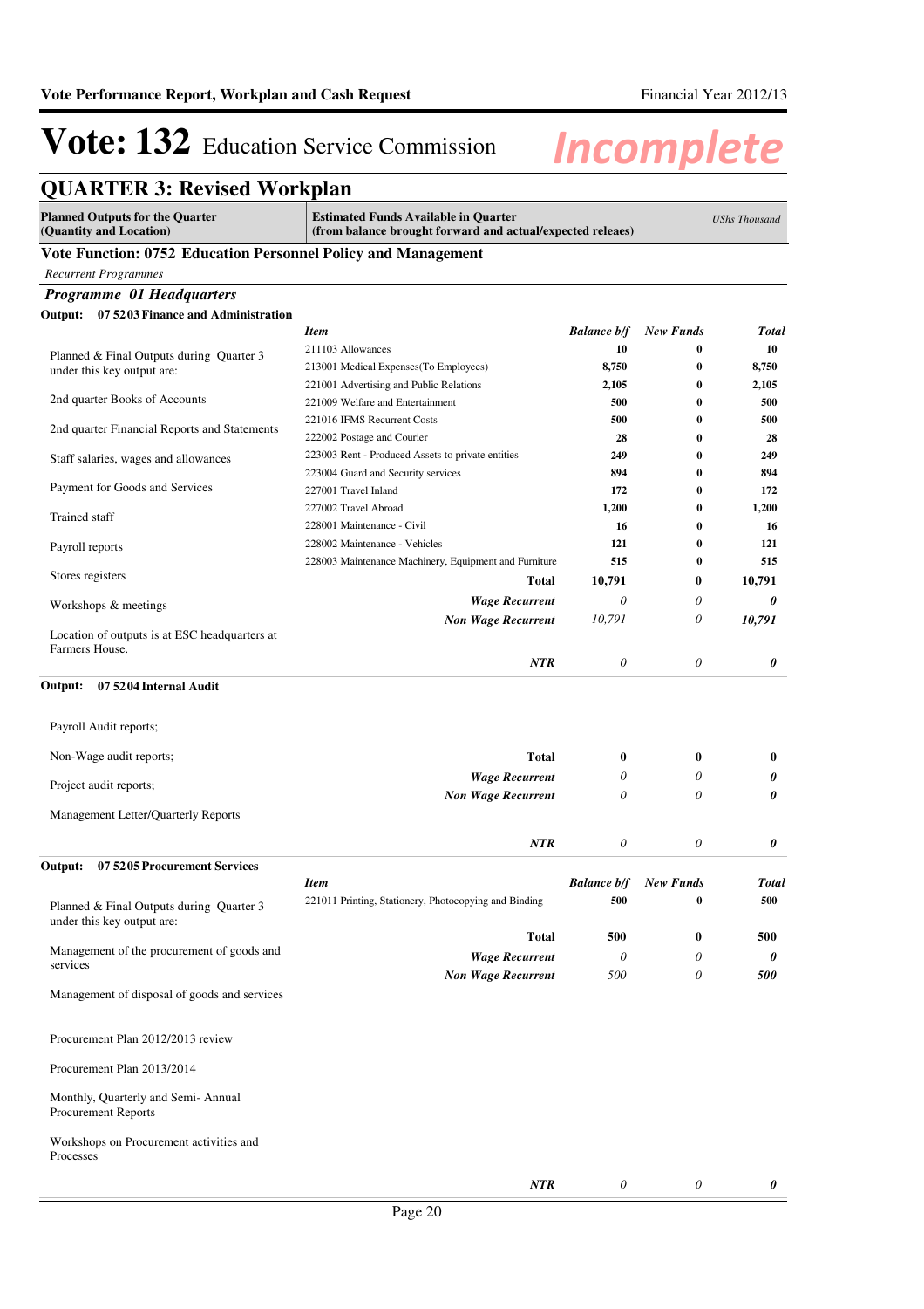# Vote: 132 Education Service Commission

*Incomplete*

## QUARTER 3: Revised Workplan

| Planned Outputs for the Quarter (Quantity and Location) | Estimated Funds Available in Quarter (from balance brought forward and actual/expected releaes) | UShs Thousand |
|---|---|---|

### Vote Function: 0752 Education Personnel Policy and Management

*Recurrent Programmes*

#### *Programme 01 Headquarters*

**Output: 07 5203 Finance and Administration**

Planned & Final Outputs during Quarter 3 under this key output are:

2nd quarter Books of Accounts

2nd quarter Financial Reports and Statements

Staff salaries, wages and allowances

Payment for Goods and Services

Trained staff

Payroll reports

Stores registers

Workshops & meetings

Location of outputs is at ESC headquarters at Farmers House.

| Item | Balance b/f | New Funds | Total |
|---|---|---|---|
| 211103 Allowances | 10 | 0 | 10 |
| 213001 Medical Expenses(To Employees) | 8,750 | 0 | 8,750 |
| 221001 Advertising and Public Relations | 2,105 | 0 | 2,105 |
| 221009 Welfare and Entertainment | 500 | 0 | 500 |
| 221016 IFMS Recurrent Costs | 500 | 0 | 500 |
| 222002 Postage and Courier | 28 | 0 | 28 |
| 223003 Rent - Produced Assets to private entities | 249 | 0 | 249 |
| 223004 Guard and Security services | 894 | 0 | 894 |
| 227001 Travel Inland | 172 | 0 | 172 |
| 227002 Travel Abroad | 1,200 | 0 | 1,200 |
| 228001 Maintenance - Civil | 16 | 0 | 16 |
| 228002 Maintenance - Vehicles | 121 | 0 | 121 |
| 228003 Maintenance Machinery, Equipment and Furniture | 515 | 0 | 515 |
| **Total** | **10,791** | **0** | **10,791** |
| ***Wage Recurrent*** | *0* | *0* | ***0*** |
| ***Non Wage Recurrent*** | *10,791* | *0* | ***10,791*** |
| ***NTR*** | *0* | *0* | ***0*** |

**Output: 07 5204 Internal Audit**

Payroll Audit reports;

Non-Wage audit reports;

Project audit reports;

Management Letter/Quarterly Reports

| | Balance b/f | New Funds | Total |
|---|---|---|---|
| **Total** | **0** | **0** | **0** |
| ***Wage Recurrent*** | *0* | *0* | ***0*** |
| ***Non Wage Recurrent*** | *0* | *0* | ***0*** |
| ***NTR*** | *0* | *0* | ***0*** |

**Output: 07 5205 Procurement Services**

Planned & Final Outputs during Quarter 3 under this key output are:

Management of the procurement of goods and services

Management of disposal of goods and services

Procurement Plan 2012/2013 review

Procurement Plan 2013/2014

Monthly, Quarterly and Semi- Annual Procurement Reports

Workshops on Procurement activities and Processes

| Item | Balance b/f | New Funds | Total |
|---|---|---|---|
| 221011 Printing, Stationery, Photocopying and Binding | 500 | 0 | 500 |
| **Total** | **500** | **0** | **500** |
| ***Wage Recurrent*** | *0* | *0* | ***0*** |
| ***Non Wage Recurrent*** | *500* | *0* | ***500*** |
| ***NTR*** | *0* | *0* | ***0*** |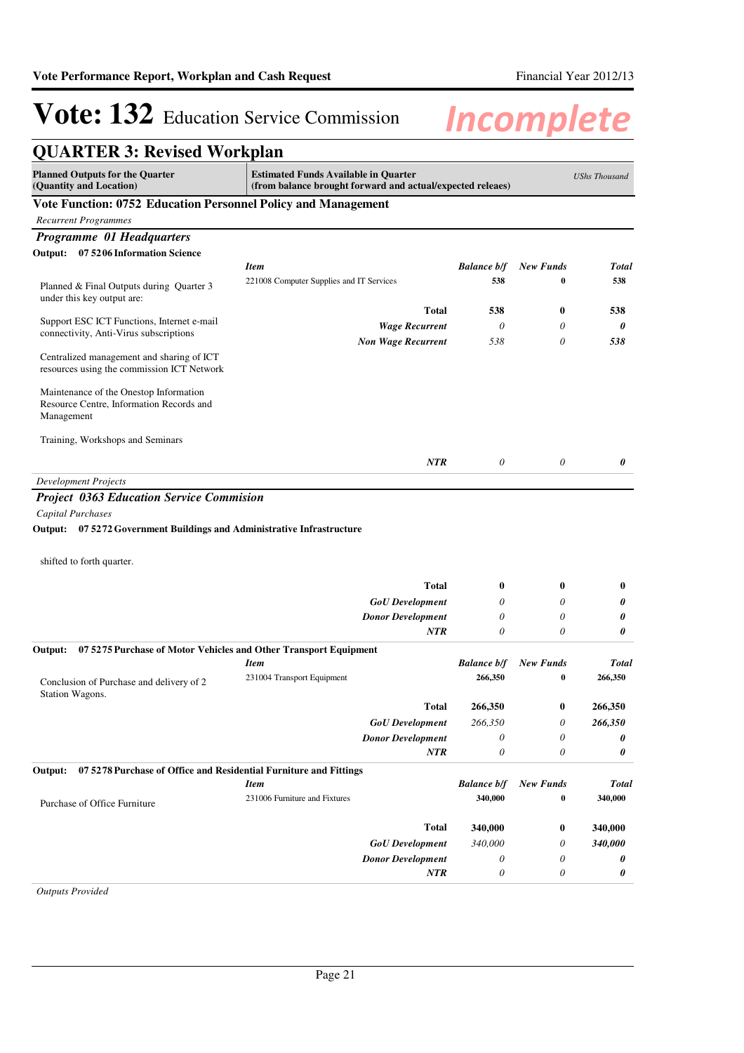# Vote: 132 Education Service Commission

*Incomplete*

## QUARTER 3: Revised Workplan

| Planned Outputs for the Quarter (Quantity and Location) | Estimated Funds Available in Quarter (from balance brought forward and actual/expected releaes) | | | UShs Thousand |
|---|---|---|---|---|

### Vote Function: 0752 Education Personnel Policy and Management

*Recurrent Programmes*

#### *Programme 01 Headquarters*

**Output: 07 5206 Information Science**

| Planned Outputs | *Item* | *Balance b/f* | *New Funds* | *Total* |
|---|---|---|---|---|
| Planned & Final Outputs during Quarter 3 under this key output are: | 221008 Computer Supplies and IT Services | 538 | 0 | 538 |
| Support ESC ICT Functions, Internet e-mail connectivity, Anti-Virus subscriptions | **Total** | **538** | **0** | **538** |
| | ***Wage Recurrent*** | *0* | *0* | ***0*** |
| Centralized management and sharing of ICT resources using the commission ICT Network | ***Non Wage Recurrent*** | *538* | *0* | ***538*** |
| Maintenance of the Onestop Information Resource Centre, Information Records and Management | | | | |
| Training, Workshops and Seminars | | | | |
| | ***NTR*** | *0* | *0* | ***0*** |

*Development Projects*

#### *Project 0363 Education Service Commision*

*Capital Purchases*

**Output: 07 5272 Government Buildings and Administrative Infrastructure**

| Planned Outputs | | Balance b/f | New Funds | Total |
|---|---|---|---|---|
| shifted to forth quarter. | | | | |
| | **Total** | **0** | **0** | **0** |
| | ***GoU Development*** | *0* | *0* | ***0*** |
| | ***Donor Development*** | *0* | *0* | ***0*** |
| | ***NTR*** | *0* | *0* | ***0*** |

**Output: 07 5275 Purchase of Motor Vehicles and Other Transport Equipment**

| Planned Outputs | *Item* | *Balance b/f* | *New Funds* | *Total* |
|---|---|---|---|---|
| Conclusion of Purchase and delivery of 2 Station Wagons. | 231004 Transport Equipment | 266,350 | 0 | 266,350 |
| | **Total** | **266,350** | **0** | **266,350** |
| | ***GoU Development*** | *266,350* | *0* | ***266,350*** |
| | ***Donor Development*** | *0* | *0* | ***0*** |
| | ***NTR*** | *0* | *0* | ***0*** |

**Output: 07 5278 Purchase of Office and Residential Furniture and Fittings**

| Planned Outputs | *Item* | *Balance b/f* | *New Funds* | *Total* |
|---|---|---|---|---|
| Purchase of Office Furniture | 231006 Furniture and Fixtures | 340,000 | 0 | 340,000 |
| | **Total** | **340,000** | **0** | **340,000** |
| | ***GoU Development*** | *340,000* | *0* | ***340,000*** |
| | ***Donor Development*** | *0* | *0* | ***0*** |
| | ***NTR*** | *0* | *0* | ***0*** |

*Outputs Provided*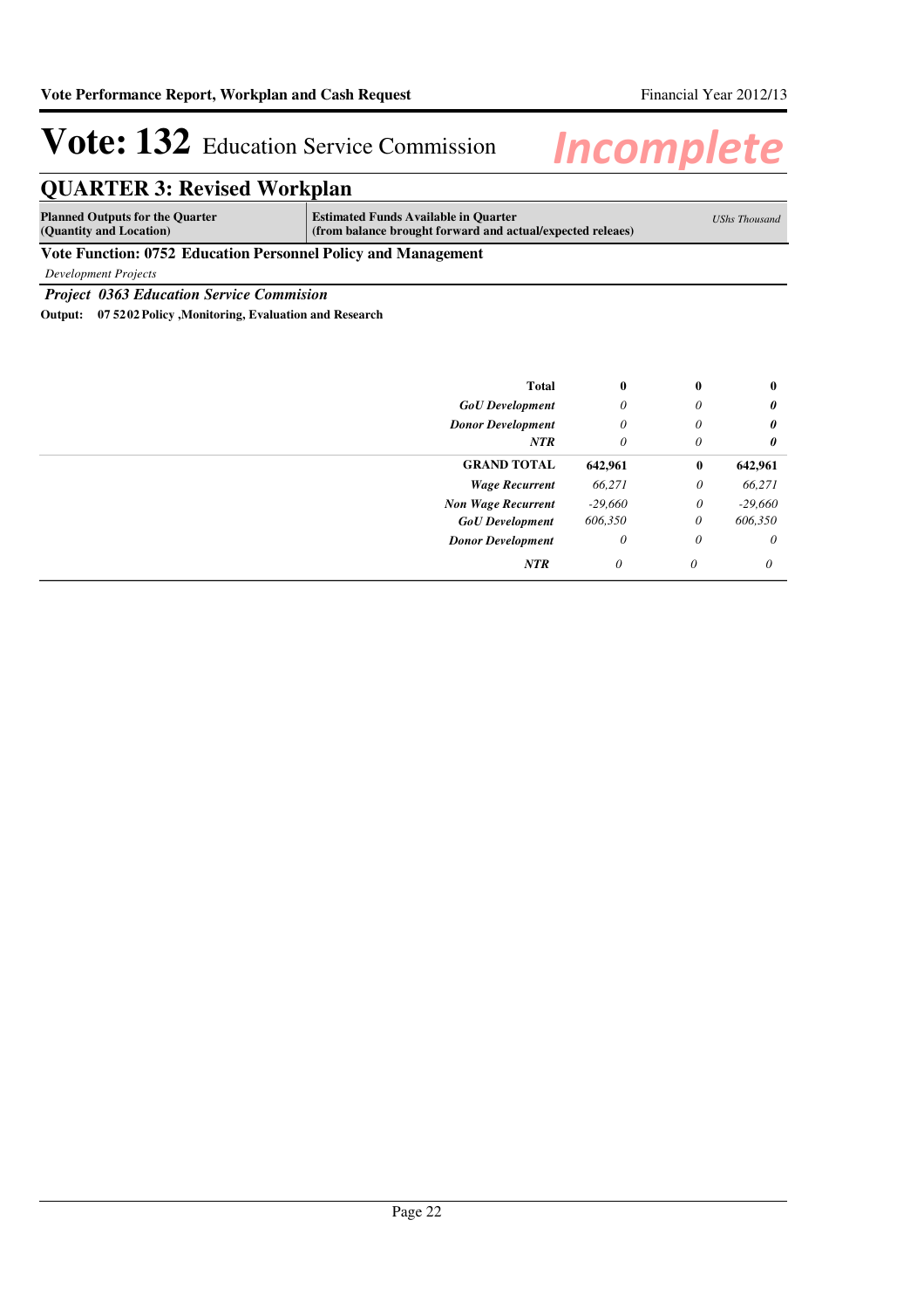# Vote: 132 Education Service Commission

*Incomplete*

## QUARTER 3: Revised Workplan

| Planned Outputs for the Quarter (Quantity and Location) | Estimated Funds Available in Quarter (from balance brought forward and actual/expected releaes) | *UShs Thousand* |
|---|---|---|

**Vote Function: 0752 Education Personnel Policy and Management**

*Development Projects*

***Project 0363 Education Service Commision***

**Output: 07 5202 Policy ,Monitoring, Evaluation and Research**

| | | | |
|---|---|---|---|
| **Total** | **0** | **0** | **0** |
| ***GoU Development*** | *0* | *0* | ***0*** |
| ***Donor Development*** | *0* | *0* | ***0*** |
| ***NTR*** | *0* | *0* | ***0*** |
| **GRAND TOTAL** | **642,961** | **0** | **642,961** |
| ***Wage Recurrent*** | *66,271* | *0* | *66,271* |
| ***Non Wage Recurrent*** | *-29,660* | *0* | *-29,660* |
| ***GoU Development*** | *606,350* | *0* | *606,350* |
| ***Donor Development*** | *0* | *0* | *0* |
| ***NTR*** | *0* | *0* | *0* |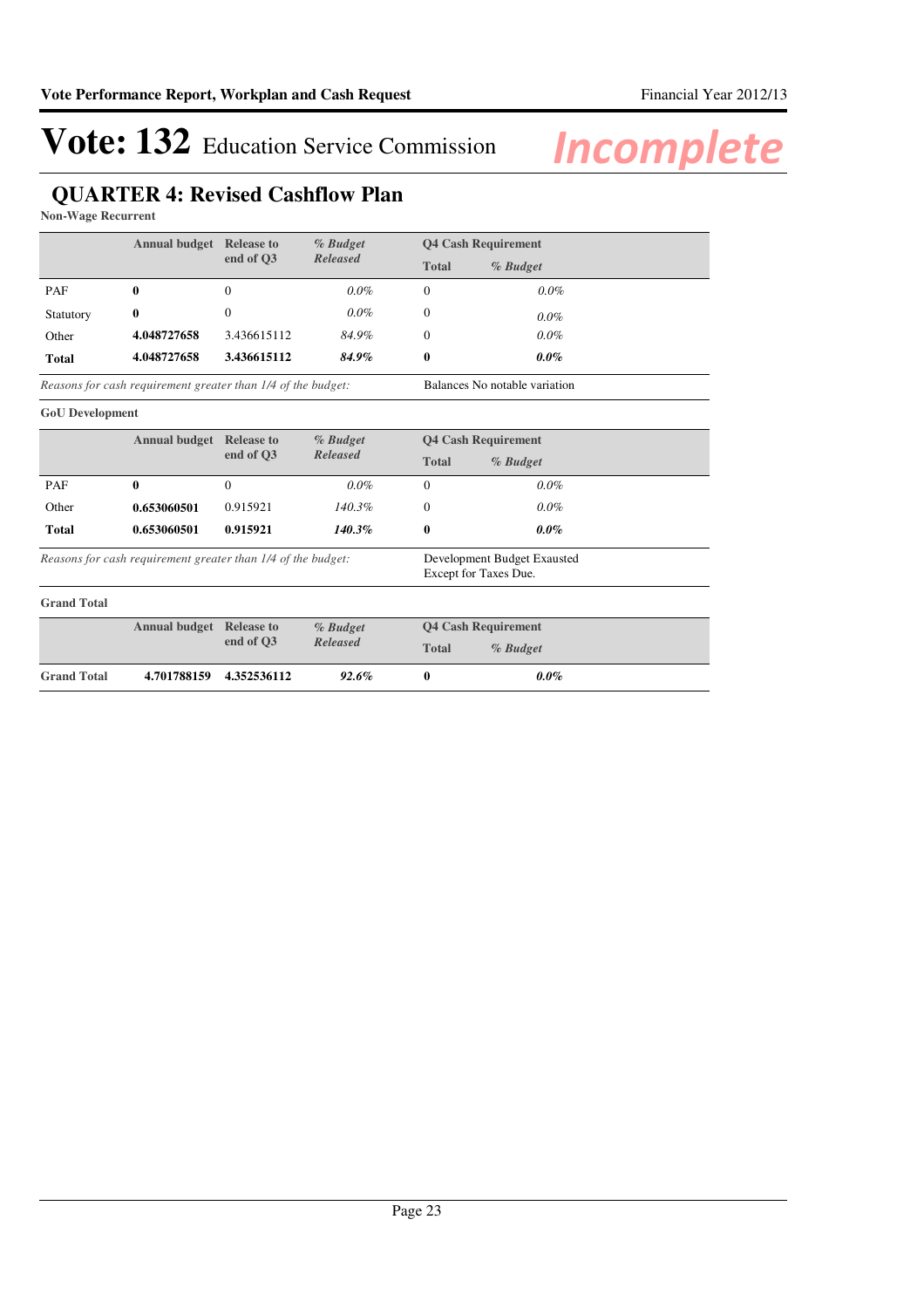# Vote: 132 Education Service Commission

*Incomplete*

## QUARTER 4: Revised Cashflow Plan

**Non-Wage Recurrent**

| | Annual budget | Release to end of Q3 | *% Budget Released* | Q4 Cash Requirement | |
|---|---|---|---|---|---|
| | | | | **Total** | ***% Budget*** |
| PAF | **0** | 0 | *0.0%* | 0 | *0.0%* |
| Statutory | **0** | 0 | *0.0%* | 0 | *0.0%* |
| Other | **4.048727658** | 3.436615112 | *84.9%* | 0 | *0.0%* |
| **Total** | **4.048727658** | **3.436615112** | ***84.9%*** | **0** | ***0.0%*** |

*Reasons for cash requirement greater than 1/4 of the budget:* Balances No notable variation

**GoU Development**

| | Annual budget | Release to end of Q3 | *% Budget Released* | Q4 Cash Requirement | |
|---|---|---|---|---|---|
| | | | | **Total** | ***% Budget*** |
| PAF | **0** | 0 | *0.0%* | 0 | *0.0%* |
| Other | **0.653060501** | 0.915921 | *140.3%* | 0 | *0.0%* |
| **Total** | **0.653060501** | **0.915921** | ***140.3%*** | **0** | ***0.0%*** |

*Reasons for cash requirement greater than 1/4 of the budget:* Development Budget Exausted Except for Taxes Due.

**Grand Total**

| | Annual budget | Release to end of Q3 | *% Budget Released* | Q4 Cash Requirement | |
|---|---|---|---|---|---|
| | | | | **Total** | ***% Budget*** |
| **Grand Total** | **4.701788159** | **4.352536112** | ***92.6%*** | **0** | ***0.0%*** |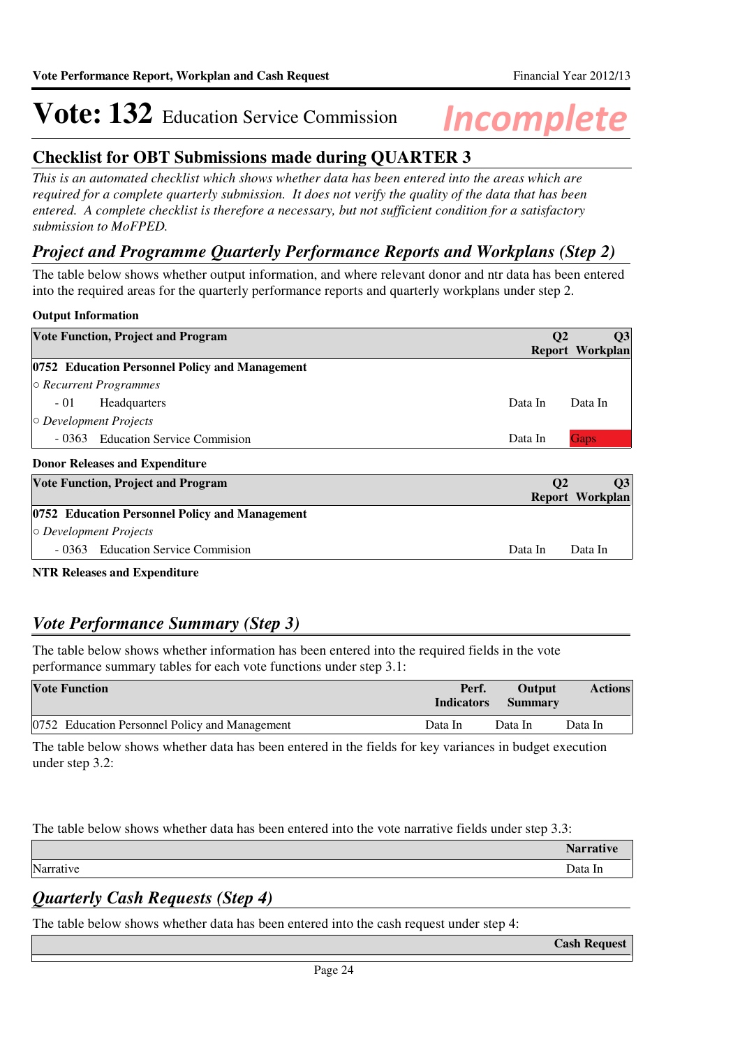# Vote: 132 Education Service Commission

**Incomplete**

## Checklist for OBT Submissions made during QUARTER 3

*This is an automated checklist which shows whether data has been entered into the areas which are required for a complete quarterly submission. It does not verify the quality of the data that has been entered. A complete checklist is therefore a necessary, but not sufficient condition for a satisfactory submission to MoFPED.*

## *Project and Programme Quarterly Performance Reports and Workplans (Step 2)*

The table below shows whether output information, and where relevant donor and ntr data has been entered into the required areas for the quarterly performance reports and quarterly workplans under step 2.

**Output Information**

| Vote Function, Project and Program | Q2 Report | Q3 Workplan |
|---|---|---|
| **0752 Education Personnel Policy and Management** | | |
| ○ *Recurrent Programmes* | | |
| - 01 Headquarters | Data In | Data In |
| ○ *Development Projects* | | |
| - 0363 Education Service Commision | Data In | Gaps |

**Donor Releases and Expenditure**

| Vote Function, Project and Program | Q2 Report | Q3 Workplan |
|---|---|---|
| **0752 Education Personnel Policy and Management** | | |
| ○ *Development Projects* | | |
| - 0363 Education Service Commision | Data In | Data In |

**NTR Releases and Expenditure**

## *Vote Performance Summary (Step 3)*

The table below shows whether information has been entered into the required fields in the vote performance summary tables for each vote functions under step 3.1:

| Vote Function | Perf. Indicators | Output Summary | Actions |
|---|---|---|---|
| 0752 Education Personnel Policy and Management | Data In | Data In | Data In |

The table below shows whether data has been entered in the fields for key variances in budget execution under step 3.2:

The table below shows whether data has been entered into the vote narrative fields under step 3.3:

| | Narrative |
|---|---|
| Narrative | Data In |

## *Quarterly Cash Requests (Step 4)*

The table below shows whether data has been entered into the cash request under step 4:

| | Cash Request |
|---|---|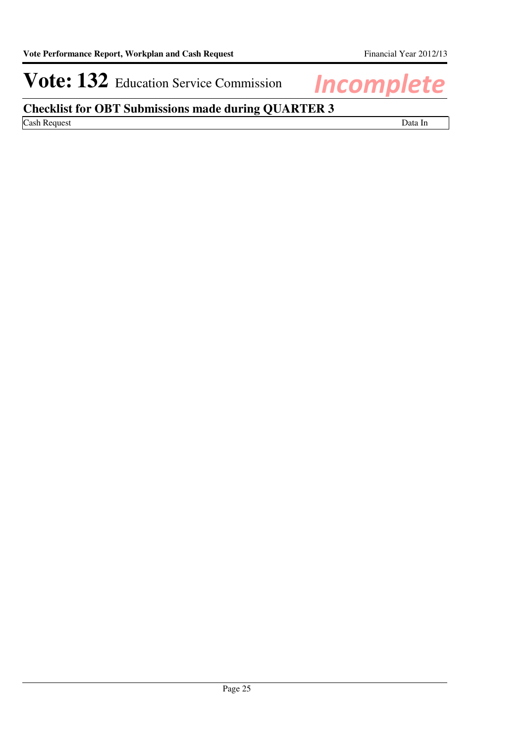# Vote: 132 Education Service Commission

*Incomplete*

## Checklist for OBT Submissions made during QUARTER 3

| | |
|---|---|
| Cash Request | Data In |